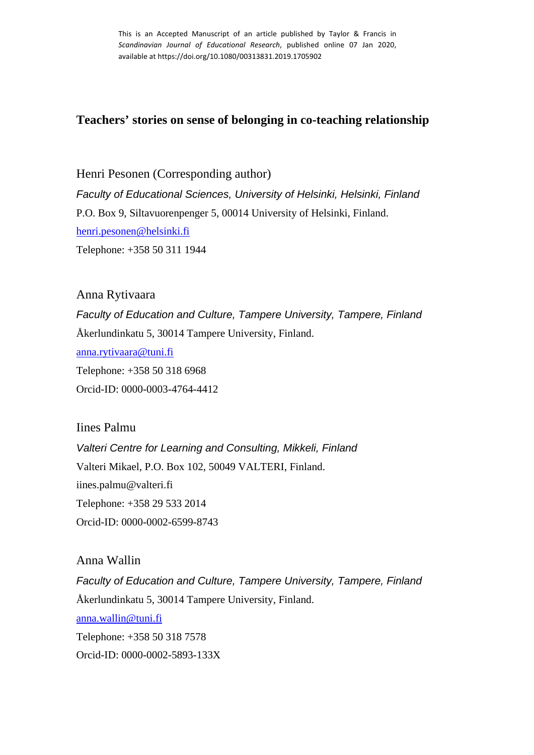This is an Accepted Manuscript of an article published by Taylor & Francis in *Scandinavian Journal of Educational Research*, published online 07 Jan 2020, available at https://doi.org/10.1080/00313831.2019.1705902

# Teachers' stories on sense of belonging in co-teaching relationship

Henri Pesonen (Corresponding author)

*Faculty of Educational Sciences, University of Helsinki, Helsinki, Finland*

P.O. Box 9, Siltavuorenpenger 5, 00014 University of Helsinki, Finland.

henri.pesonen@helsinki.fi

Telephone: +358 50 311 1944

Anna Rytivaara

*Faculty of Education and Culture, Tampere University, Tampere, Finland*

Åkerlundinkatu 5, 30014 Tampere University, Finland.

anna.rytivaara@tuni.fi

Telephone: +358 50 318 6968

Orcid-ID: 0000-0003-4764-4412

Iines Palmu

*Valteri Centre for Learning and Consulting, Mikkeli, Finland*

Valteri Mikael, P.O. Box 102, 50049 VALTERI, Finland.

iines.palmu@valteri.fi

Telephone: +358 29 533 2014

Orcid-ID: 0000-0002-6599-8743

Anna Wallin

*Faculty of Education and Culture, Tampere University, Tampere, Finland*

Åkerlundinkatu 5, 30014 Tampere University, Finland.

anna.wallin@tuni.fi

Telephone: +358 50 318 7578

Orcid-ID: 0000-0002-5893-133X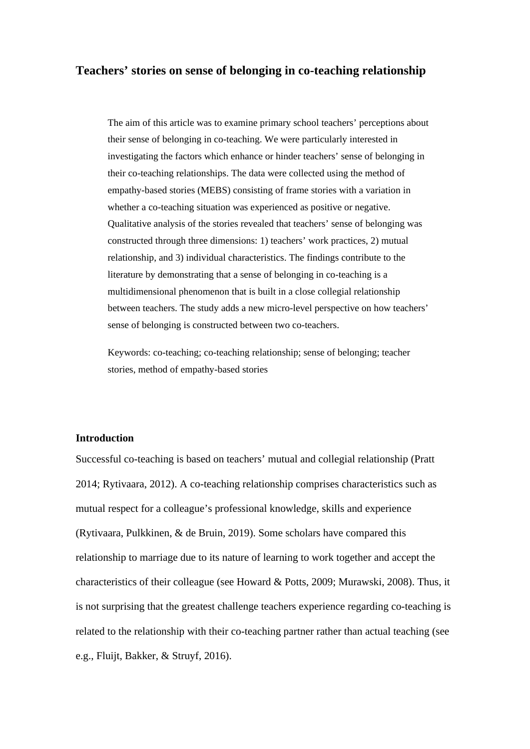# Teachers' stories on sense of belonging in co-teaching relationship

The aim of this article was to examine primary school teachers' perceptions about their sense of belonging in co-teaching. We were particularly interested in investigating the factors which enhance or hinder teachers' sense of belonging in their co-teaching relationships. The data were collected using the method of empathy-based stories (MEBS) consisting of frame stories with a variation in whether a co-teaching situation was experienced as positive or negative. Qualitative analysis of the stories revealed that teachers' sense of belonging was constructed through three dimensions: 1) teachers' work practices, 2) mutual relationship, and 3) individual characteristics. The findings contribute to the literature by demonstrating that a sense of belonging in co-teaching is a multidimensional phenomenon that is built in a close collegial relationship between teachers. The study adds a new micro-level perspective on how teachers' sense of belonging is constructed between two co-teachers.

Keywords: co-teaching; co-teaching relationship; sense of belonging; teacher stories, method of empathy-based stories

## Introduction

Successful co-teaching is based on teachers' mutual and collegial relationship (Pratt 2014; Rytivaara, 2012). A co-teaching relationship comprises characteristics such as mutual respect for a colleague's professional knowledge, skills and experience (Rytivaara, Pulkkinen, & de Bruin, 2019). Some scholars have compared this relationship to marriage due to its nature of learning to work together and accept the characteristics of their colleague (see Howard & Potts, 2009; Murawski, 2008). Thus, it is not surprising that the greatest challenge teachers experience regarding co-teaching is related to the relationship with their co-teaching partner rather than actual teaching (see e.g., Fluijt, Bakker, & Struyf, 2016).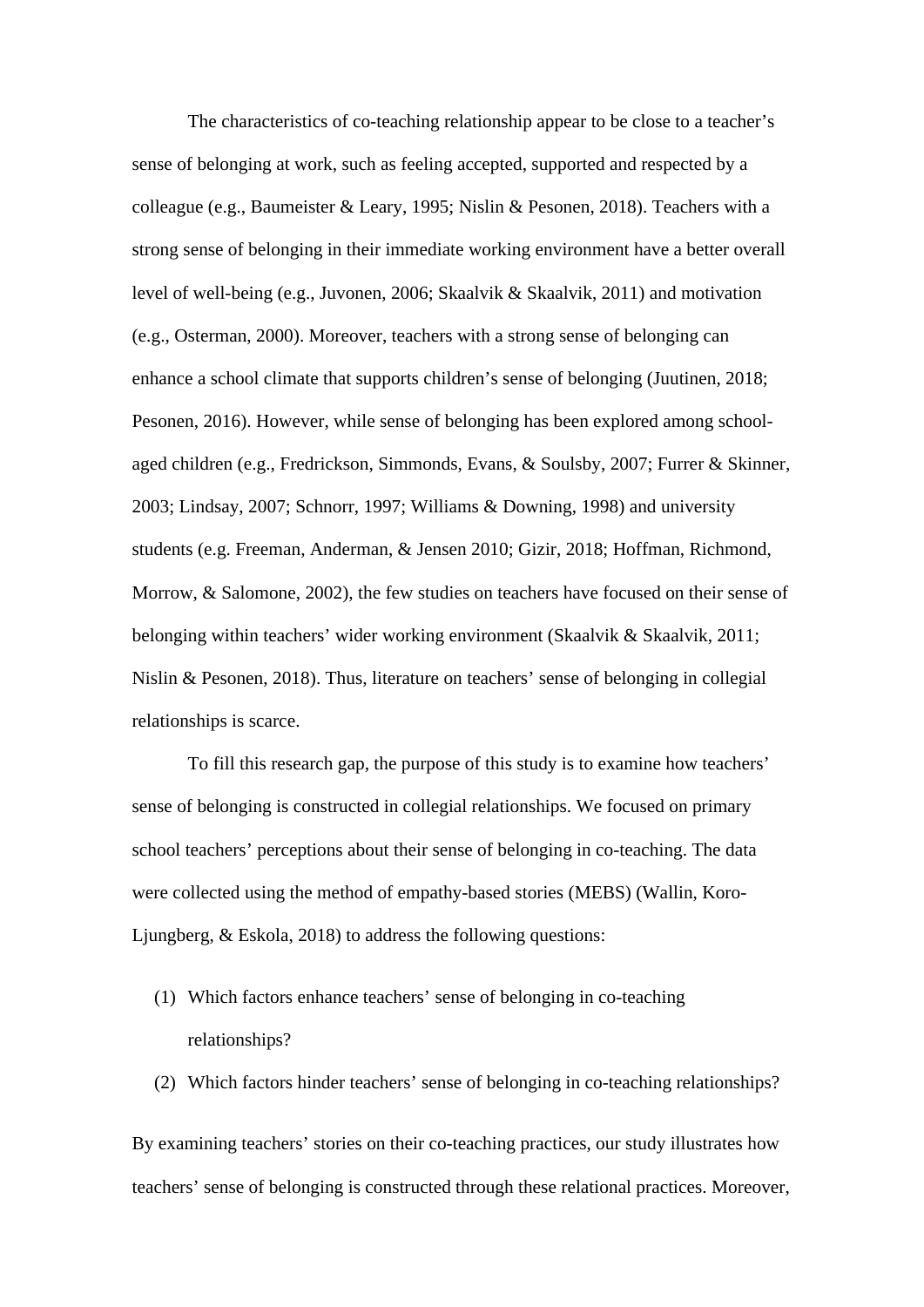The characteristics of co-teaching relationship appear to be close to a teacher's sense of belonging at work, such as feeling accepted, supported and respected by a colleague (e.g., Baumeister & Leary, 1995; Nislin & Pesonen, 2018). Teachers with a strong sense of belonging in their immediate working environment have a better overall level of well-being (e.g., Juvonen, 2006; Skaalvik & Skaalvik, 2011) and motivation (e.g., Osterman, 2000). Moreover, teachers with a strong sense of belonging can enhance a school climate that supports children's sense of belonging (Juutinen, 2018; Pesonen, 2016). However, while sense of belonging has been explored among school-aged children (e.g., Fredrickson, Simmonds, Evans, & Soulsby, 2007; Furrer & Skinner, 2003; Lindsay, 2007; Schnorr, 1997; Williams & Downing, 1998) and university students (e.g. Freeman, Anderman, & Jensen 2010; Gizir, 2018; Hoffman, Richmond, Morrow, & Salomone, 2002), the few studies on teachers have focused on their sense of belonging within teachers' wider working environment (Skaalvik & Skaalvik, 2011; Nislin & Pesonen, 2018). Thus, literature on teachers' sense of belonging in collegial relationships is scarce.

To fill this research gap, the purpose of this study is to examine how teachers' sense of belonging is constructed in collegial relationships. We focused on primary school teachers' perceptions about their sense of belonging in co-teaching. The data were collected using the method of empathy-based stories (MEBS) (Wallin, Koro-Ljungberg, & Eskola, 2018) to address the following questions:

(1) Which factors enhance teachers' sense of belonging in co-teaching relationships?
(2) Which factors hinder teachers' sense of belonging in co-teaching relationships?

By examining teachers' stories on their co-teaching practices, our study illustrates how teachers' sense of belonging is constructed through these relational practices. Moreover,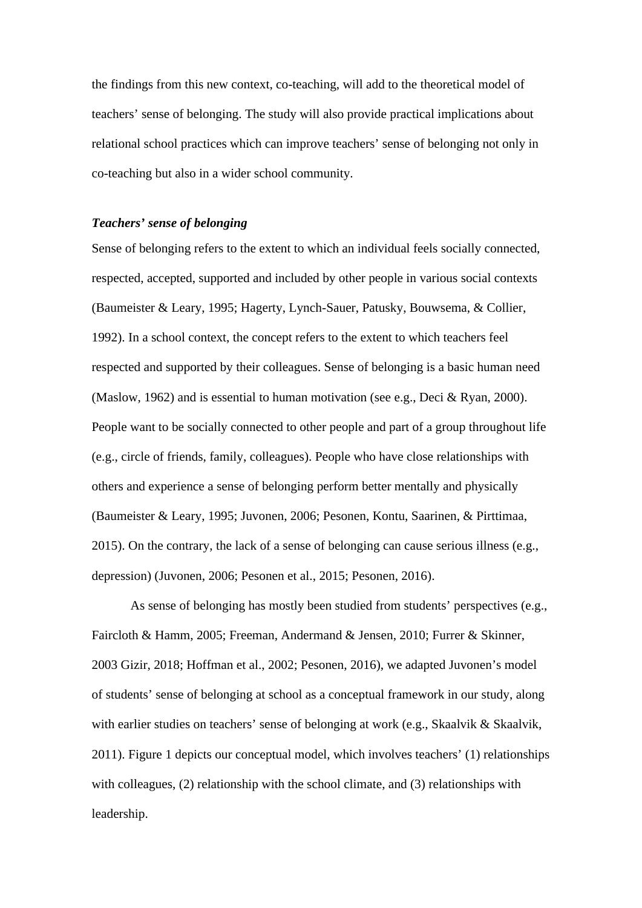the findings from this new context, co-teaching, will add to the theoretical model of teachers' sense of belonging. The study will also provide practical implications about relational school practices which can improve teachers' sense of belonging not only in co-teaching but also in a wider school community.

### *Teachers' sense of belonging*

Sense of belonging refers to the extent to which an individual feels socially connected, respected, accepted, supported and included by other people in various social contexts (Baumeister & Leary, 1995; Hagerty, Lynch-Sauer, Patusky, Bouwsema, & Collier, 1992). In a school context, the concept refers to the extent to which teachers feel respected and supported by their colleagues. Sense of belonging is a basic human need (Maslow, 1962) and is essential to human motivation (see e.g., Deci & Ryan, 2000). People want to be socially connected to other people and part of a group throughout life (e.g., circle of friends, family, colleagues). People who have close relationships with others and experience a sense of belonging perform better mentally and physically (Baumeister & Leary, 1995; Juvonen, 2006; Pesonen, Kontu, Saarinen, & Pirttimaa, 2015). On the contrary, the lack of a sense of belonging can cause serious illness (e.g., depression) (Juvonen, 2006; Pesonen et al., 2015; Pesonen, 2016).

As sense of belonging has mostly been studied from students' perspectives (e.g., Faircloth & Hamm, 2005; Freeman, Andermand & Jensen, 2010; Furrer & Skinner, 2003 Gizir, 2018; Hoffman et al., 2002; Pesonen, 2016), we adapted Juvonen's model of students' sense of belonging at school as a conceptual framework in our study, along with earlier studies on teachers' sense of belonging at work (e.g., Skaalvik & Skaalvik, 2011). Figure 1 depicts our conceptual model, which involves teachers' (1) relationships with colleagues, (2) relationship with the school climate, and (3) relationships with leadership.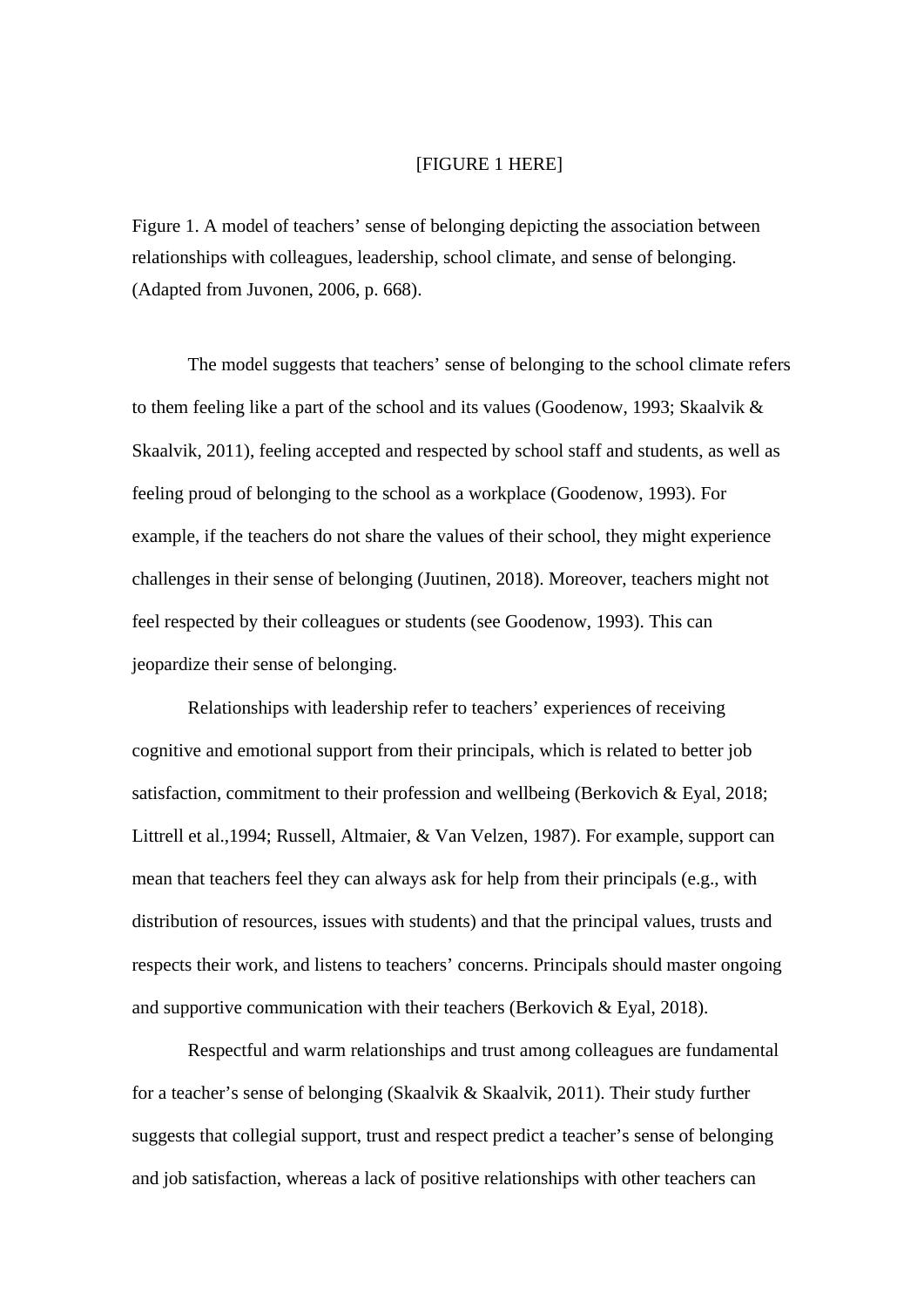[FIGURE 1 HERE]

Figure 1. A model of teachers' sense of belonging depicting the association between relationships with colleagues, leadership, school climate, and sense of belonging. (Adapted from Juvonen, 2006, p. 668).

The model suggests that teachers' sense of belonging to the school climate refers to them feeling like a part of the school and its values (Goodenow, 1993; Skaalvik & Skaalvik, 2011), feeling accepted and respected by school staff and students, as well as feeling proud of belonging to the school as a workplace (Goodenow, 1993). For example, if the teachers do not share the values of their school, they might experience challenges in their sense of belonging (Juutinen, 2018). Moreover, teachers might not feel respected by their colleagues or students (see Goodenow, 1993). This can jeopardize their sense of belonging.

Relationships with leadership refer to teachers' experiences of receiving cognitive and emotional support from their principals, which is related to better job satisfaction, commitment to their profession and wellbeing (Berkovich & Eyal, 2018; Littrell et al.,1994; Russell, Altmaier, & Van Velzen, 1987). For example, support can mean that teachers feel they can always ask for help from their principals (e.g., with distribution of resources, issues with students) and that the principal values, trusts and respects their work, and listens to teachers' concerns. Principals should master ongoing and supportive communication with their teachers (Berkovich & Eyal, 2018).

Respectful and warm relationships and trust among colleagues are fundamental for a teacher's sense of belonging (Skaalvik & Skaalvik, 2011). Their study further suggests that collegial support, trust and respect predict a teacher's sense of belonging and job satisfaction, whereas a lack of positive relationships with other teachers can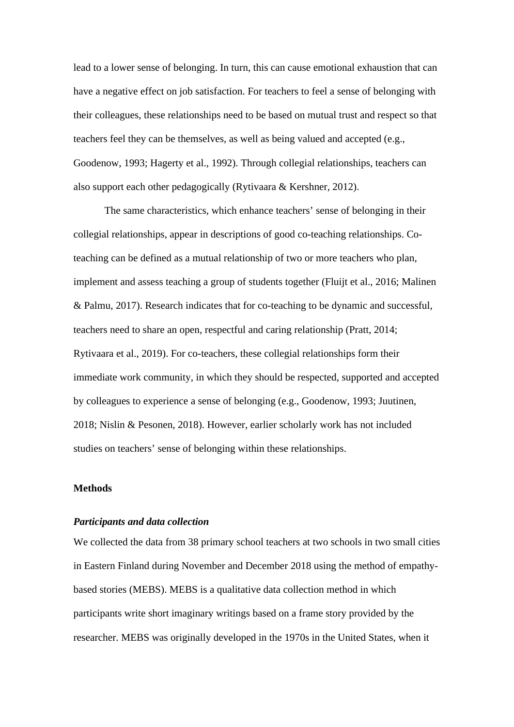lead to a lower sense of belonging. In turn, this can cause emotional exhaustion that can have a negative effect on job satisfaction. For teachers to feel a sense of belonging with their colleagues, these relationships need to be based on mutual trust and respect so that teachers feel they can be themselves, as well as being valued and accepted (e.g., Goodenow, 1993; Hagerty et al., 1992). Through collegial relationships, teachers can also support each other pedagogically (Rytivaara & Kershner, 2012).

The same characteristics, which enhance teachers' sense of belonging in their collegial relationships, appear in descriptions of good co-teaching relationships. Co-teaching can be defined as a mutual relationship of two or more teachers who plan, implement and assess teaching a group of students together (Fluijt et al., 2016; Malinen & Palmu, 2017). Research indicates that for co-teaching to be dynamic and successful, teachers need to share an open, respectful and caring relationship (Pratt, 2014; Rytivaara et al., 2019). For co-teachers, these collegial relationships form their immediate work community, in which they should be respected, supported and accepted by colleagues to experience a sense of belonging (e.g., Goodenow, 1993; Juutinen, 2018; Nislin & Pesonen, 2018). However, earlier scholarly work has not included studies on teachers' sense of belonging within these relationships.

## Methods

### *Participants and data collection*

We collected the data from 38 primary school teachers at two schools in two small cities in Eastern Finland during November and December 2018 using the method of empathy-based stories (MEBS). MEBS is a qualitative data collection method in which participants write short imaginary writings based on a frame story provided by the researcher. MEBS was originally developed in the 1970s in the United States, when it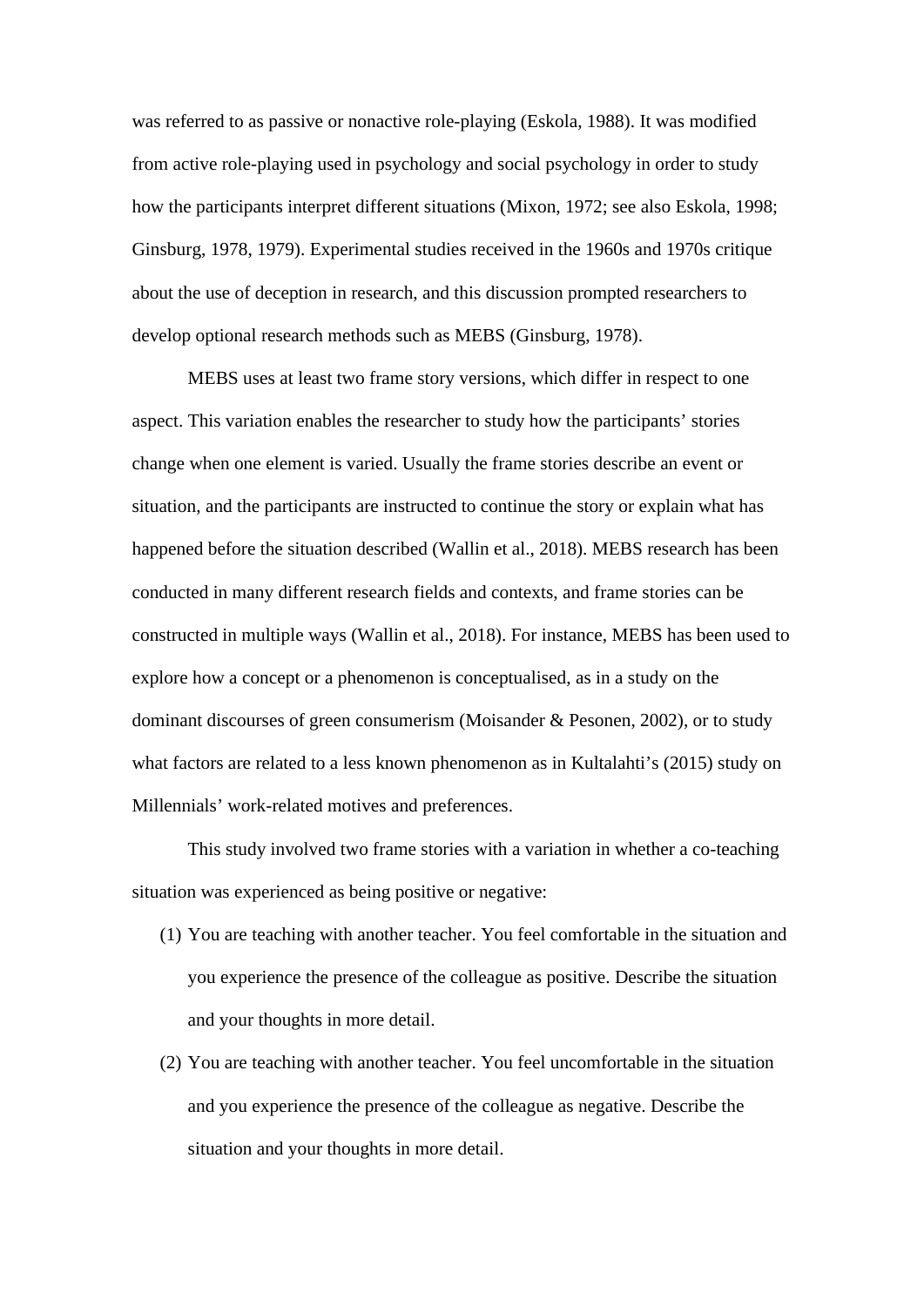was referred to as passive or nonactive role-playing (Eskola, 1988). It was modified from active role-playing used in psychology and social psychology in order to study how the participants interpret different situations (Mixon, 1972; see also Eskola, 1998; Ginsburg, 1978, 1979). Experimental studies received in the 1960s and 1970s critique about the use of deception in research, and this discussion prompted researchers to develop optional research methods such as MEBS (Ginsburg, 1978).

MEBS uses at least two frame story versions, which differ in respect to one aspect. This variation enables the researcher to study how the participants' stories change when one element is varied. Usually the frame stories describe an event or situation, and the participants are instructed to continue the story or explain what has happened before the situation described (Wallin et al., 2018). MEBS research has been conducted in many different research fields and contexts, and frame stories can be constructed in multiple ways (Wallin et al., 2018). For instance, MEBS has been used to explore how a concept or a phenomenon is conceptualised, as in a study on the dominant discourses of green consumerism (Moisander & Pesonen, 2002), or to study what factors are related to a less known phenomenon as in Kultalahti's (2015) study on Millennials' work-related motives and preferences.

This study involved two frame stories with a variation in whether a co-teaching situation was experienced as being positive or negative:

(1) You are teaching with another teacher. You feel comfortable in the situation and you experience the presence of the colleague as positive. Describe the situation and your thoughts in more detail.

(2) You are teaching with another teacher. You feel uncomfortable in the situation and you experience the presence of the colleague as negative. Describe the situation and your thoughts in more detail.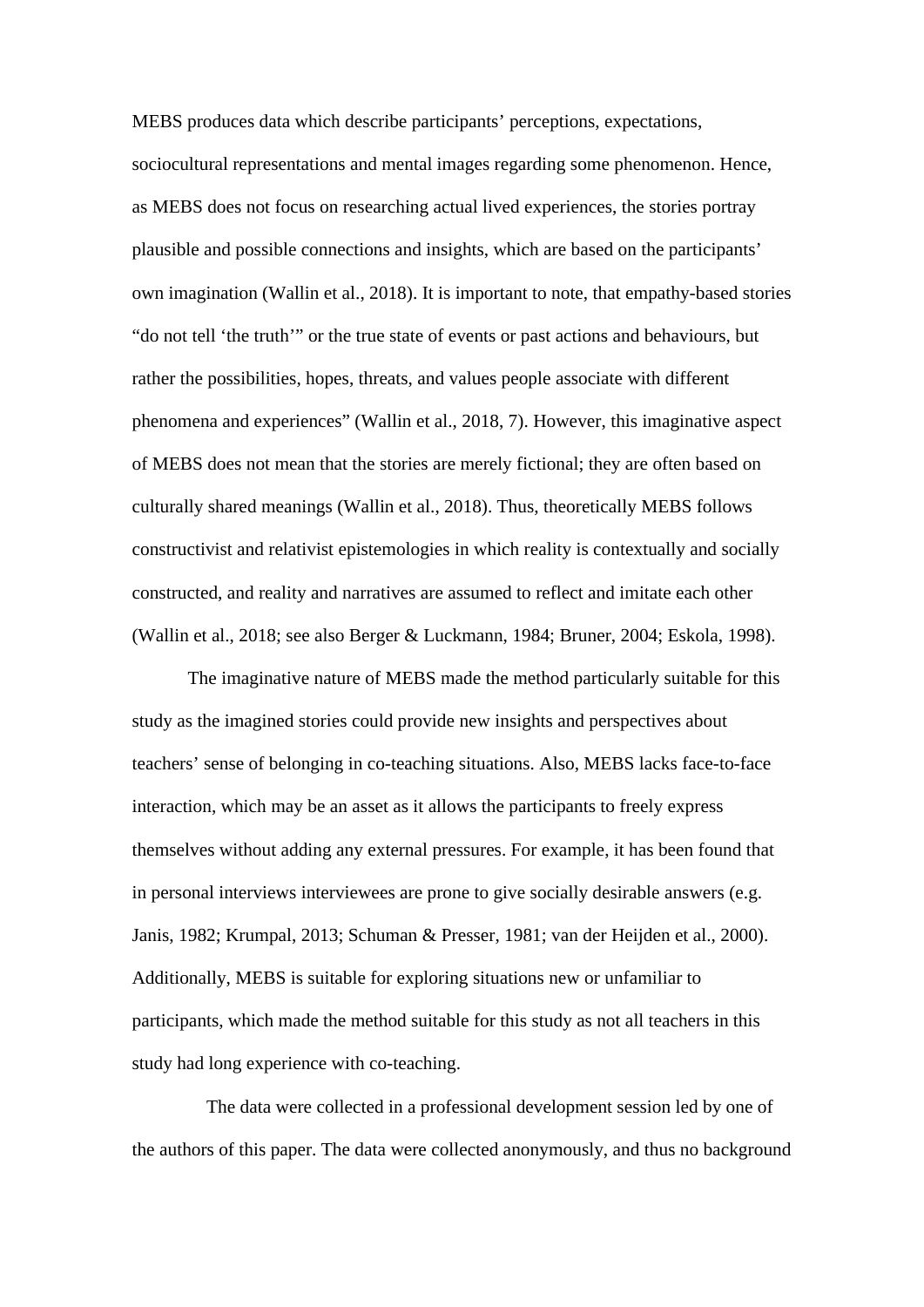MEBS produces data which describe participants' perceptions, expectations, sociocultural representations and mental images regarding some phenomenon. Hence, as MEBS does not focus on researching actual lived experiences, the stories portray plausible and possible connections and insights, which are based on the participants' own imagination (Wallin et al., 2018). It is important to note, that empathy-based stories "do not tell 'the truth'" or the true state of events or past actions and behaviours, but rather the possibilities, hopes, threats, and values people associate with different phenomena and experiences" (Wallin et al., 2018, 7). However, this imaginative aspect of MEBS does not mean that the stories are merely fictional; they are often based on culturally shared meanings (Wallin et al., 2018). Thus, theoretically MEBS follows constructivist and relativist epistemologies in which reality is contextually and socially constructed, and reality and narratives are assumed to reflect and imitate each other (Wallin et al., 2018; see also Berger & Luckmann, 1984; Bruner, 2004; Eskola, 1998).

The imaginative nature of MEBS made the method particularly suitable for this study as the imagined stories could provide new insights and perspectives about teachers' sense of belonging in co-teaching situations. Also, MEBS lacks face-to-face interaction, which may be an asset as it allows the participants to freely express themselves without adding any external pressures. For example, it has been found that in personal interviews interviewees are prone to give socially desirable answers (e.g. Janis, 1982; Krumpal, 2013; Schuman & Presser, 1981; van der Heijden et al., 2000). Additionally, MEBS is suitable for exploring situations new or unfamiliar to participants, which made the method suitable for this study as not all teachers in this study had long experience with co-teaching.

The data were collected in a professional development session led by one of the authors of this paper. The data were collected anonymously, and thus no background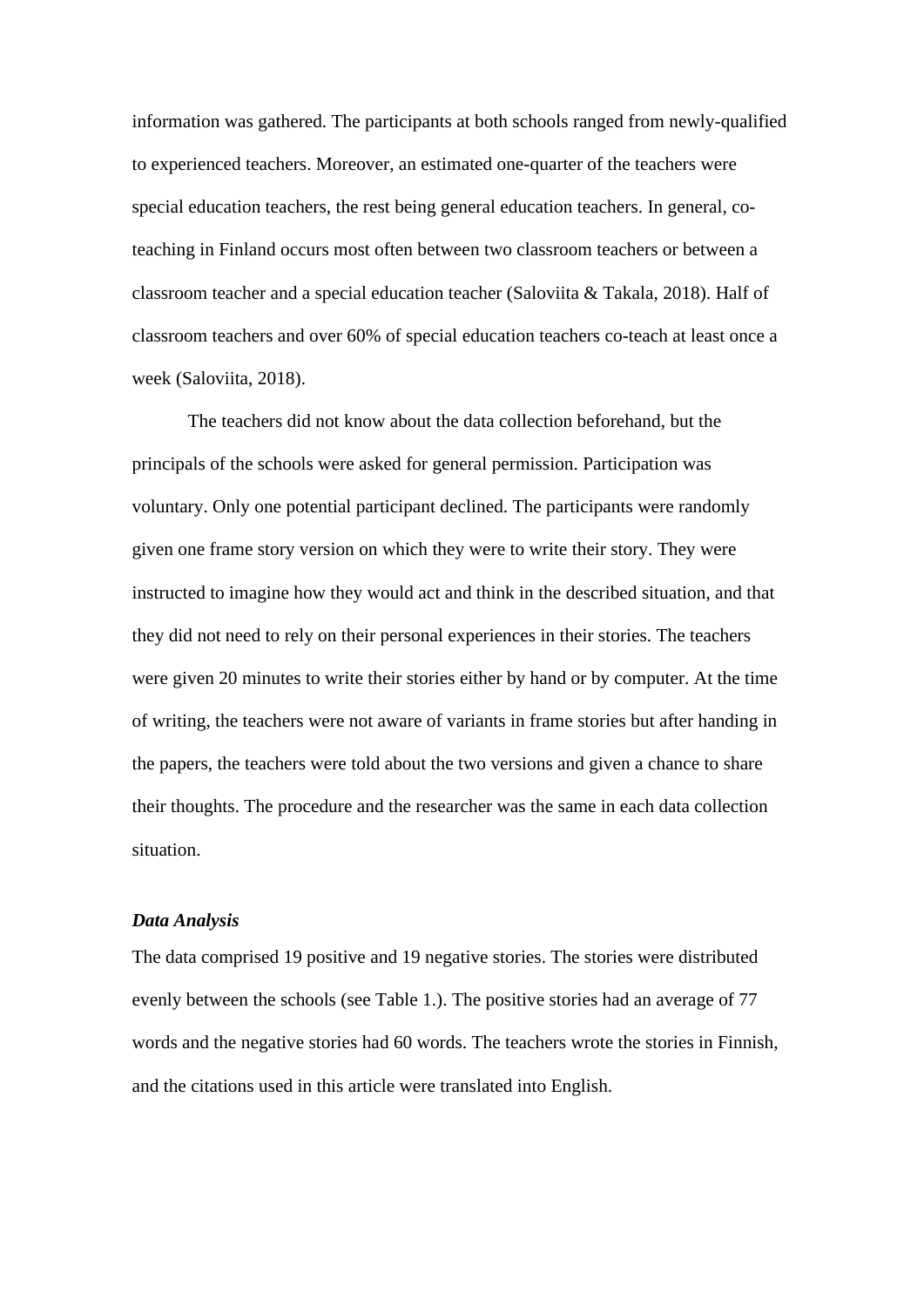information was gathered. The participants at both schools ranged from newly-qualified to experienced teachers. Moreover, an estimated one-quarter of the teachers were special education teachers, the rest being general education teachers. In general, co-teaching in Finland occurs most often between two classroom teachers or between a classroom teacher and a special education teacher (Saloviita & Takala, 2018). Half of classroom teachers and over 60% of special education teachers co-teach at least once a week (Saloviita, 2018).

The teachers did not know about the data collection beforehand, but the principals of the schools were asked for general permission. Participation was voluntary. Only one potential participant declined. The participants were randomly given one frame story version on which they were to write their story. They were instructed to imagine how they would act and think in the described situation, and that they did not need to rely on their personal experiences in their stories. The teachers were given 20 minutes to write their stories either by hand or by computer. At the time of writing, the teachers were not aware of variants in frame stories but after handing in the papers, the teachers were told about the two versions and given a chance to share their thoughts. The procedure and the researcher was the same in each data collection situation.

### *Data Analysis*

The data comprised 19 positive and 19 negative stories. The stories were distributed evenly between the schools (see Table 1.). The positive stories had an average of 77 words and the negative stories had 60 words. The teachers wrote the stories in Finnish, and the citations used in this article were translated into English.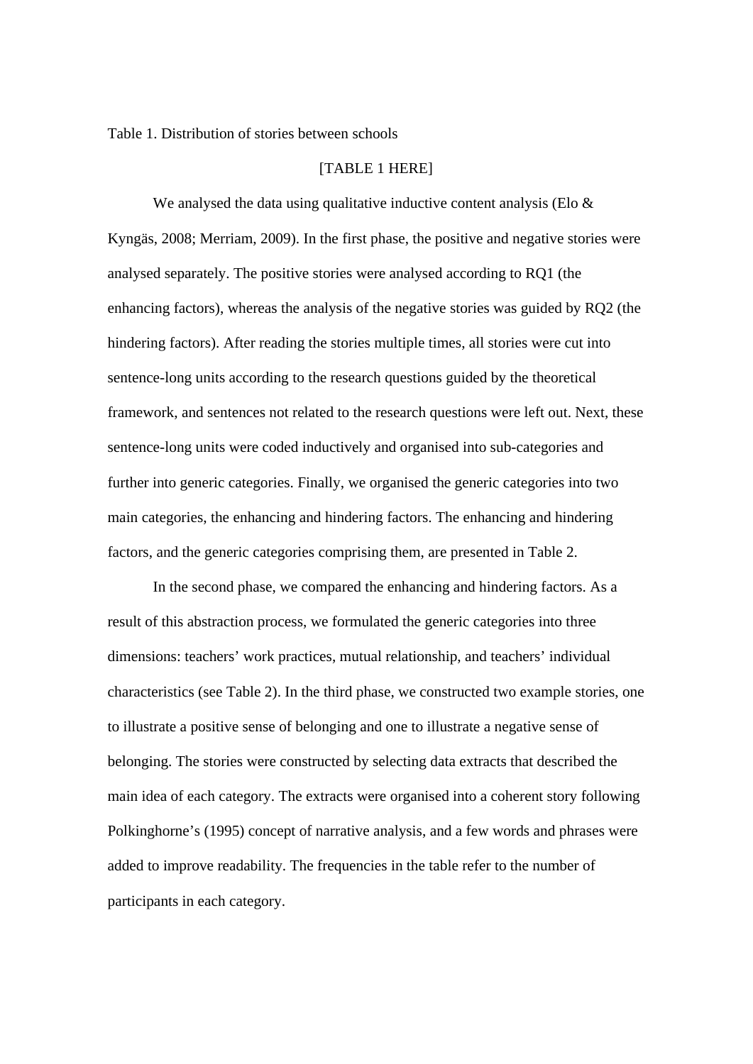Table 1. Distribution of stories between schools

[TABLE 1 HERE]

We analysed the data using qualitative inductive content analysis (Elo & Kyngäs, 2008; Merriam, 2009). In the first phase, the positive and negative stories were analysed separately. The positive stories were analysed according to RQ1 (the enhancing factors), whereas the analysis of the negative stories was guided by RQ2 (the hindering factors). After reading the stories multiple times, all stories were cut into sentence-long units according to the research questions guided by the theoretical framework, and sentences not related to the research questions were left out. Next, these sentence-long units were coded inductively and organised into sub-categories and further into generic categories. Finally, we organised the generic categories into two main categories, the enhancing and hindering factors. The enhancing and hindering factors, and the generic categories comprising them, are presented in Table 2.

In the second phase, we compared the enhancing and hindering factors. As a result of this abstraction process, we formulated the generic categories into three dimensions: teachers' work practices, mutual relationship, and teachers' individual characteristics (see Table 2). In the third phase, we constructed two example stories, one to illustrate a positive sense of belonging and one to illustrate a negative sense of belonging. The stories were constructed by selecting data extracts that described the main idea of each category. The extracts were organised into a coherent story following Polkinghorne's (1995) concept of narrative analysis, and a few words and phrases were added to improve readability. The frequencies in the table refer to the number of participants in each category.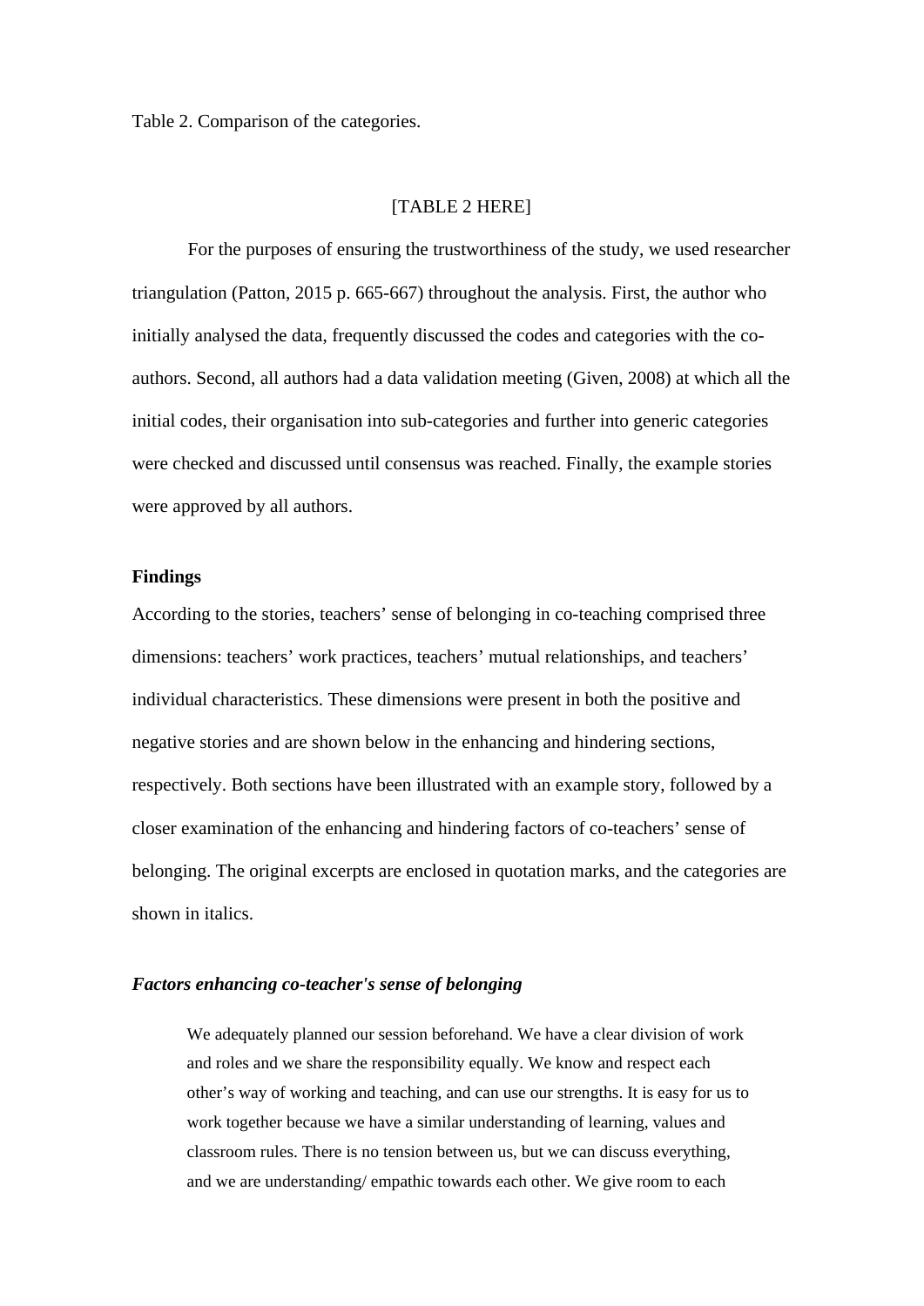Table 2. Comparison of the categories.

[TABLE 2 HERE]

For the purposes of ensuring the trustworthiness of the study, we used researcher triangulation (Patton, 2015 p. 665-667) throughout the analysis. First, the author who initially analysed the data, frequently discussed the codes and categories with the co-authors. Second, all authors had a data validation meeting (Given, 2008) at which all the initial codes, their organisation into sub-categories and further into generic categories were checked and discussed until consensus was reached. Finally, the example stories were approved by all authors.

**Findings**

According to the stories, teachers' sense of belonging in co-teaching comprised three dimensions: teachers' work practices, teachers' mutual relationships, and teachers' individual characteristics. These dimensions were present in both the positive and negative stories and are shown below in the enhancing and hindering sections, respectively. Both sections have been illustrated with an example story, followed by a closer examination of the enhancing and hindering factors of co-teachers' sense of belonging. The original excerpts are enclosed in quotation marks, and the categories are shown in italics.

***Factors enhancing co-teacher's sense of belonging***

> We adequately planned our session beforehand. We have a clear division of work and roles and we share the responsibility equally. We know and respect each other's way of working and teaching, and can use our strengths. It is easy for us to work together because we have a similar understanding of learning, values and classroom rules. There is no tension between us, but we can discuss everything, and we are understanding/ empathic towards each other. We give room to each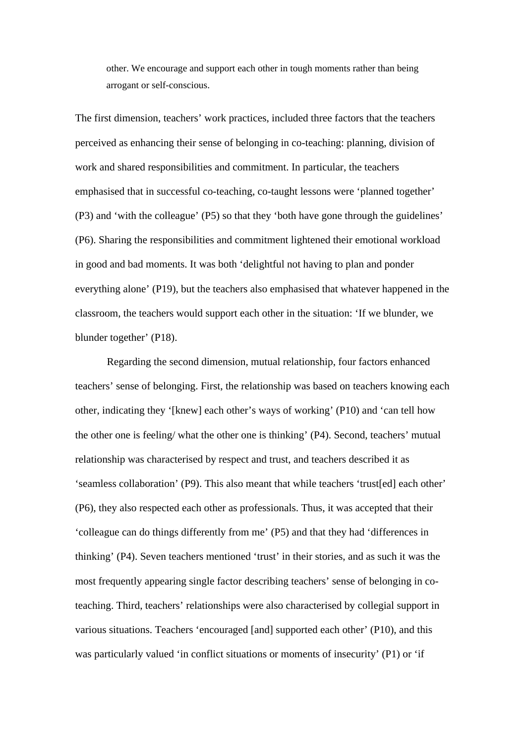> other. We encourage and support each other in tough moments rather than being arrogant or self-conscious.

The first dimension, teachers' work practices, included three factors that the teachers perceived as enhancing their sense of belonging in co-teaching: planning, division of work and shared responsibilities and commitment. In particular, the teachers emphasised that in successful co-teaching, co-taught lessons were 'planned together' (P3) and 'with the colleague' (P5) so that they 'both have gone through the guidelines' (P6). Sharing the responsibilities and commitment lightened their emotional workload in good and bad moments. It was both 'delightful not having to plan and ponder everything alone' (P19), but the teachers also emphasised that whatever happened in the classroom, the teachers would support each other in the situation: 'If we blunder, we blunder together' (P18).

Regarding the second dimension, mutual relationship, four factors enhanced teachers' sense of belonging. First, the relationship was based on teachers knowing each other, indicating they '[knew] each other's ways of working' (P10) and 'can tell how the other one is feeling/ what the other one is thinking' (P4). Second, teachers' mutual relationship was characterised by respect and trust, and teachers described it as 'seamless collaboration' (P9). This also meant that while teachers 'trust[ed] each other' (P6), they also respected each other as professionals. Thus, it was accepted that their 'colleague can do things differently from me' (P5) and that they had 'differences in thinking' (P4). Seven teachers mentioned 'trust' in their stories, and as such it was the most frequently appearing single factor describing teachers' sense of belonging in co-teaching. Third, teachers' relationships were also characterised by collegial support in various situations. Teachers 'encouraged [and] supported each other' (P10), and this was particularly valued 'in conflict situations or moments of insecurity' (P1) or 'if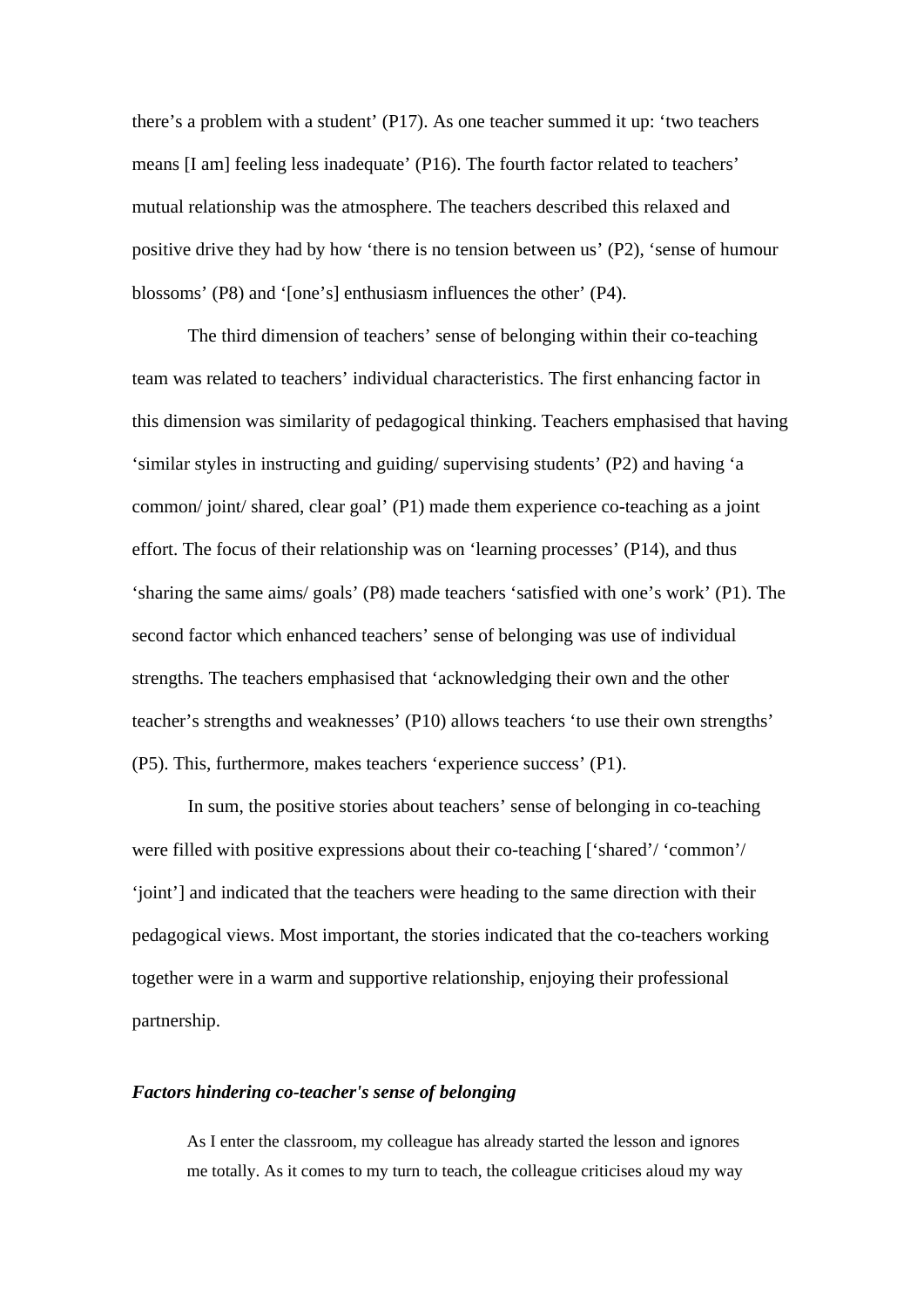there's a problem with a student' (P17). As one teacher summed it up: 'two teachers means [I am] feeling less inadequate' (P16). The fourth factor related to teachers' mutual relationship was the atmosphere. The teachers described this relaxed and positive drive they had by how 'there is no tension between us' (P2), 'sense of humour blossoms' (P8) and '[one's] enthusiasm influences the other' (P4).

The third dimension of teachers' sense of belonging within their co-teaching team was related to teachers' individual characteristics. The first enhancing factor in this dimension was similarity of pedagogical thinking. Teachers emphasised that having 'similar styles in instructing and guiding/ supervising students' (P2) and having 'a common/ joint/ shared, clear goal' (P1) made them experience co-teaching as a joint effort. The focus of their relationship was on 'learning processes' (P14), and thus 'sharing the same aims/ goals' (P8) made teachers 'satisfied with one's work' (P1). The second factor which enhanced teachers' sense of belonging was use of individual strengths. The teachers emphasised that 'acknowledging their own and the other teacher's strengths and weaknesses' (P10) allows teachers 'to use their own strengths' (P5). This, furthermore, makes teachers 'experience success' (P1).

In sum, the positive stories about teachers' sense of belonging in co-teaching were filled with positive expressions about their co-teaching ['shared'/ 'common'/ 'joint'] and indicated that the teachers were heading to the same direction with their pedagogical views. Most important, the stories indicated that the co-teachers working together were in a warm and supportive relationship, enjoying their professional partnership.

### ***Factors hindering co-teacher's sense of belonging***

> As I enter the classroom, my colleague has already started the lesson and ignores me totally. As it comes to my turn to teach, the colleague criticises aloud my way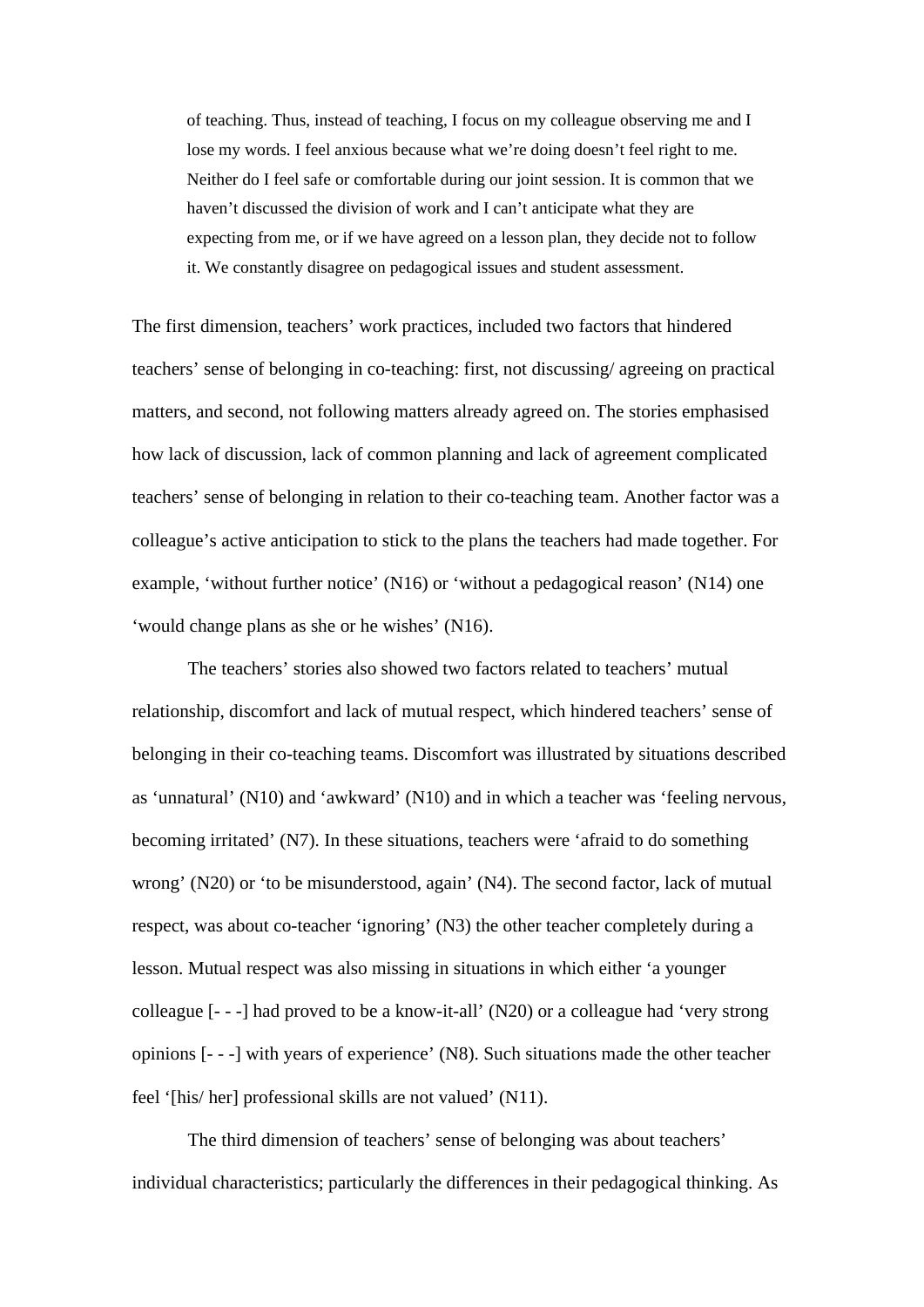> of teaching. Thus, instead of teaching, I focus on my colleague observing me and I lose my words. I feel anxious because what we're doing doesn't feel right to me. Neither do I feel safe or comfortable during our joint session. It is common that we haven't discussed the division of work and I can't anticipate what they are expecting from me, or if we have agreed on a lesson plan, they decide not to follow it. We constantly disagree on pedagogical issues and student assessment.

The first dimension, teachers' work practices, included two factors that hindered teachers' sense of belonging in co-teaching: first, not discussing/ agreeing on practical matters, and second, not following matters already agreed on. The stories emphasised how lack of discussion, lack of common planning and lack of agreement complicated teachers' sense of belonging in relation to their co-teaching team. Another factor was a colleague's active anticipation to stick to the plans the teachers had made together. For example, 'without further notice' (N16) or 'without a pedagogical reason' (N14) one 'would change plans as she or he wishes' (N16).

The teachers' stories also showed two factors related to teachers' mutual relationship, discomfort and lack of mutual respect, which hindered teachers' sense of belonging in their co-teaching teams. Discomfort was illustrated by situations described as 'unnatural' (N10) and 'awkward' (N10) and in which a teacher was 'feeling nervous, becoming irritated' (N7). In these situations, teachers were 'afraid to do something wrong' (N20) or 'to be misunderstood, again' (N4). The second factor, lack of mutual respect, was about co-teacher 'ignoring' (N3) the other teacher completely during a lesson. Mutual respect was also missing in situations in which either 'a younger colleague [- - -] had proved to be a know-it-all' (N20) or a colleague had 'very strong opinions [- - -] with years of experience' (N8). Such situations made the other teacher feel '[his/ her] professional skills are not valued' (N11).

The third dimension of teachers' sense of belonging was about teachers' individual characteristics; particularly the differences in their pedagogical thinking. As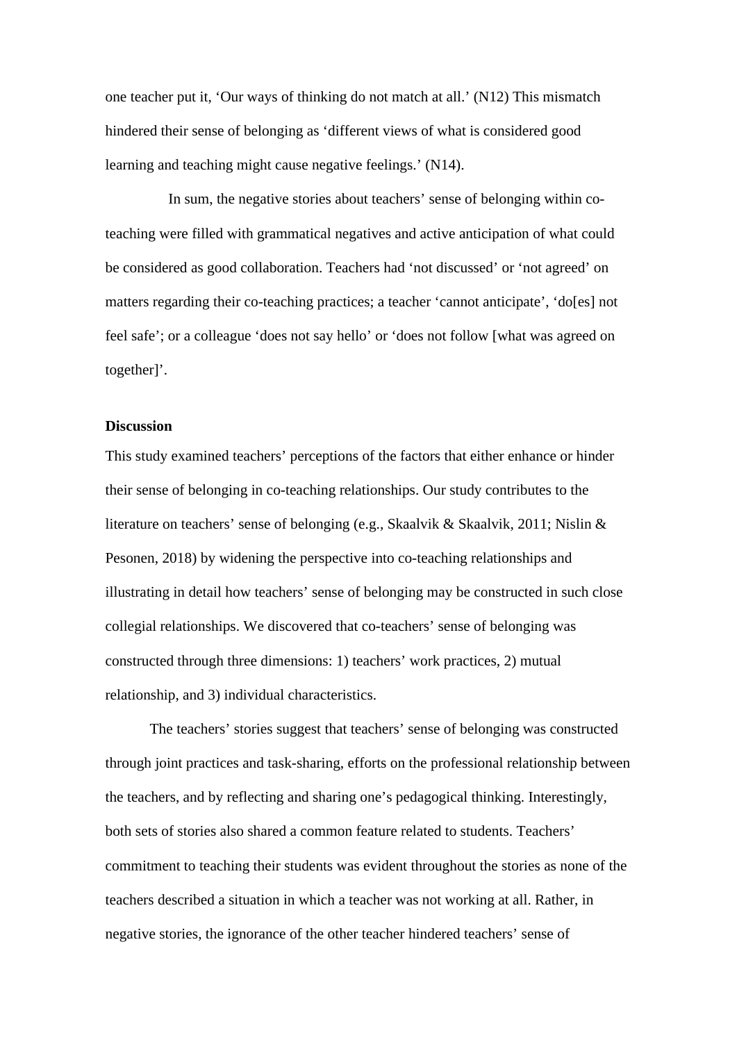one teacher put it, 'Our ways of thinking do not match at all.' (N12) This mismatch hindered their sense of belonging as 'different views of what is considered good learning and teaching might cause negative feelings.' (N14).

In sum, the negative stories about teachers' sense of belonging within co-teaching were filled with grammatical negatives and active anticipation of what could be considered as good collaboration. Teachers had 'not discussed' or 'not agreed' on matters regarding their co-teaching practices; a teacher 'cannot anticipate', 'do[es] not feel safe'; or a colleague 'does not say hello' or 'does not follow [what was agreed on together]'.

## Discussion

This study examined teachers' perceptions of the factors that either enhance or hinder their sense of belonging in co-teaching relationships. Our study contributes to the literature on teachers' sense of belonging (e.g., Skaalvik & Skaalvik, 2011; Nislin & Pesonen, 2018) by widening the perspective into co-teaching relationships and illustrating in detail how teachers' sense of belonging may be constructed in such close collegial relationships. We discovered that co-teachers' sense of belonging was constructed through three dimensions: 1) teachers' work practices, 2) mutual relationship, and 3) individual characteristics.

The teachers' stories suggest that teachers' sense of belonging was constructed through joint practices and task-sharing, efforts on the professional relationship between the teachers, and by reflecting and sharing one's pedagogical thinking. Interestingly, both sets of stories also shared a common feature related to students. Teachers' commitment to teaching their students was evident throughout the stories as none of the teachers described a situation in which a teacher was not working at all. Rather, in negative stories, the ignorance of the other teacher hindered teachers' sense of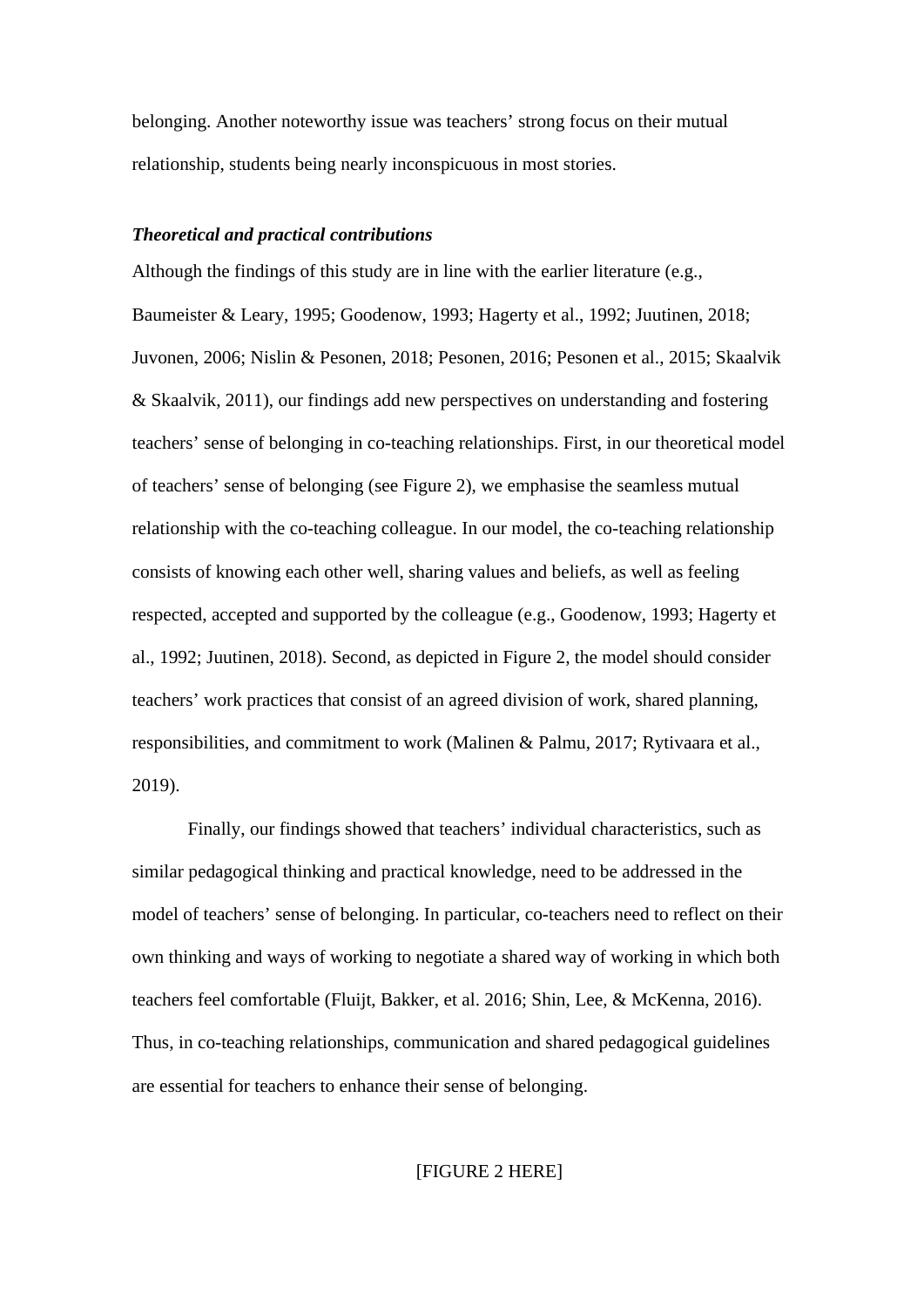belonging. Another noteworthy issue was teachers' strong focus on their mutual relationship, students being nearly inconspicuous in most stories.

### *Theoretical and practical contributions*

Although the findings of this study are in line with the earlier literature (e.g., Baumeister & Leary, 1995; Goodenow, 1993; Hagerty et al., 1992; Juutinen, 2018; Juvonen, 2006; Nislin & Pesonen, 2018; Pesonen, 2016; Pesonen et al., 2015; Skaalvik & Skaalvik, 2011), our findings add new perspectives on understanding and fostering teachers' sense of belonging in co-teaching relationships. First, in our theoretical model of teachers' sense of belonging (see Figure 2), we emphasise the seamless mutual relationship with the co-teaching colleague. In our model, the co-teaching relationship consists of knowing each other well, sharing values and beliefs, as well as feeling respected, accepted and supported by the colleague (e.g., Goodenow, 1993; Hagerty et al., 1992; Juutinen, 2018). Second, as depicted in Figure 2, the model should consider teachers' work practices that consist of an agreed division of work, shared planning, responsibilities, and commitment to work (Malinen & Palmu, 2017; Rytivaara et al., 2019).

Finally, our findings showed that teachers' individual characteristics, such as similar pedagogical thinking and practical knowledge, need to be addressed in the model of teachers' sense of belonging. In particular, co-teachers need to reflect on their own thinking and ways of working to negotiate a shared way of working in which both teachers feel comfortable (Fluijt, Bakker, et al. 2016; Shin, Lee, & McKenna, 2016). Thus, in co-teaching relationships, communication and shared pedagogical guidelines are essential for teachers to enhance their sense of belonging.

[FIGURE 2 HERE]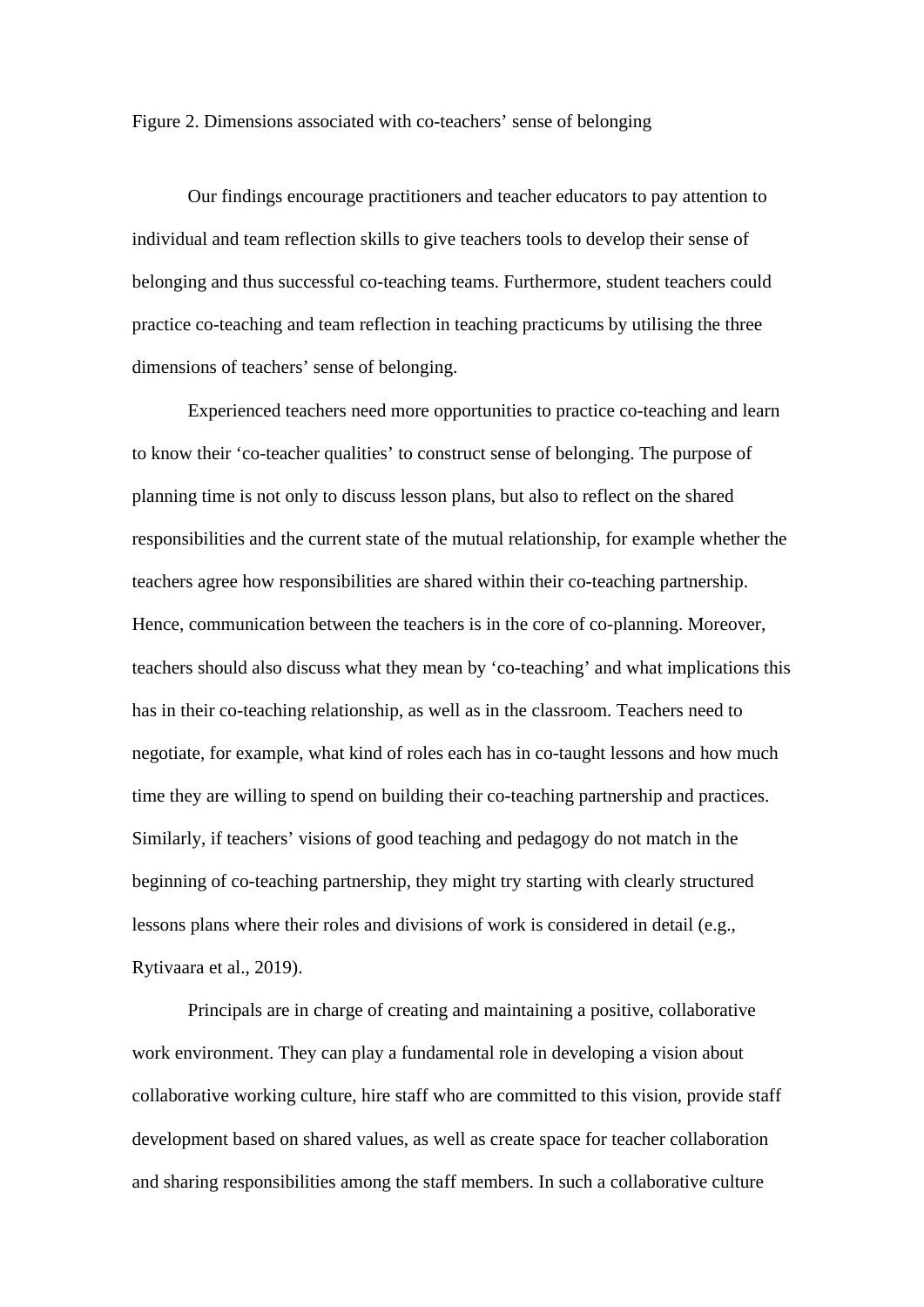Figure 2. Dimensions associated with co-teachers' sense of belonging

Our findings encourage practitioners and teacher educators to pay attention to individual and team reflection skills to give teachers tools to develop their sense of belonging and thus successful co-teaching teams. Furthermore, student teachers could practice co-teaching and team reflection in teaching practicums by utilising the three dimensions of teachers' sense of belonging.

Experienced teachers need more opportunities to practice co-teaching and learn to know their 'co-teacher qualities' to construct sense of belonging. The purpose of planning time is not only to discuss lesson plans, but also to reflect on the shared responsibilities and the current state of the mutual relationship, for example whether the teachers agree how responsibilities are shared within their co-teaching partnership. Hence, communication between the teachers is in the core of co-planning. Moreover, teachers should also discuss what they mean by 'co-teaching' and what implications this has in their co-teaching relationship, as well as in the classroom. Teachers need to negotiate, for example, what kind of roles each has in co-taught lessons and how much time they are willing to spend on building their co-teaching partnership and practices. Similarly, if teachers' visions of good teaching and pedagogy do not match in the beginning of co-teaching partnership, they might try starting with clearly structured lessons plans where their roles and divisions of work is considered in detail (e.g., Rytivaara et al., 2019).

Principals are in charge of creating and maintaining a positive, collaborative work environment. They can play a fundamental role in developing a vision about collaborative working culture, hire staff who are committed to this vision, provide staff development based on shared values, as well as create space for teacher collaboration and sharing responsibilities among the staff members. In such a collaborative culture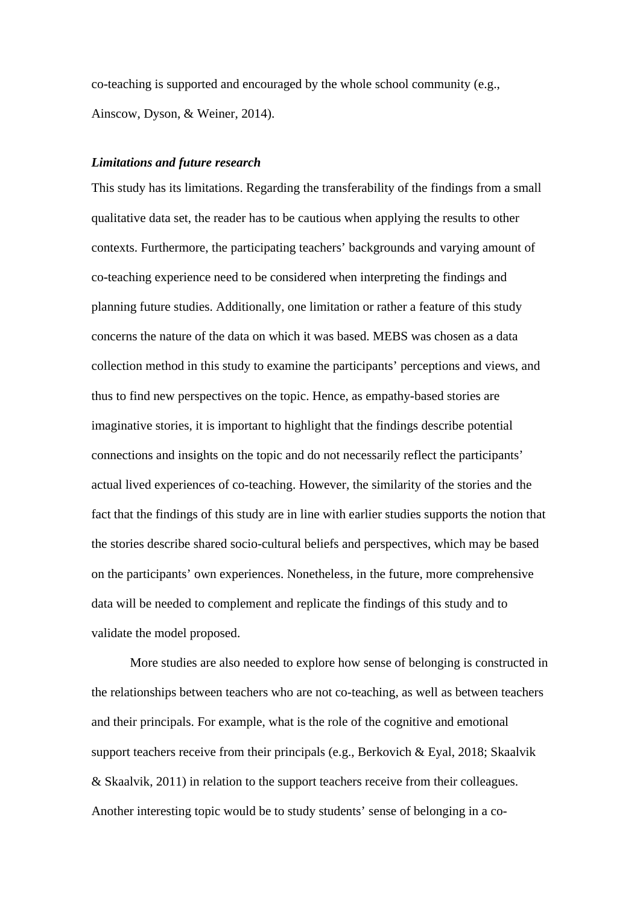co-teaching is supported and encouraged by the whole school community (e.g., Ainscow, Dyson, & Weiner, 2014).

### *Limitations and future research*

This study has its limitations. Regarding the transferability of the findings from a small qualitative data set, the reader has to be cautious when applying the results to other contexts. Furthermore, the participating teachers' backgrounds and varying amount of co-teaching experience need to be considered when interpreting the findings and planning future studies. Additionally, one limitation or rather a feature of this study concerns the nature of the data on which it was based. MEBS was chosen as a data collection method in this study to examine the participants' perceptions and views, and thus to find new perspectives on the topic. Hence, as empathy-based stories are imaginative stories, it is important to highlight that the findings describe potential connections and insights on the topic and do not necessarily reflect the participants' actual lived experiences of co-teaching. However, the similarity of the stories and the fact that the findings of this study are in line with earlier studies supports the notion that the stories describe shared socio-cultural beliefs and perspectives, which may be based on the participants' own experiences. Nonetheless, in the future, more comprehensive data will be needed to complement and replicate the findings of this study and to validate the model proposed.

More studies are also needed to explore how sense of belonging is constructed in the relationships between teachers who are not co-teaching, as well as between teachers and their principals. For example, what is the role of the cognitive and emotional support teachers receive from their principals (e.g., Berkovich & Eyal, 2018; Skaalvik & Skaalvik, 2011) in relation to the support teachers receive from their colleagues. Another interesting topic would be to study students' sense of belonging in a co-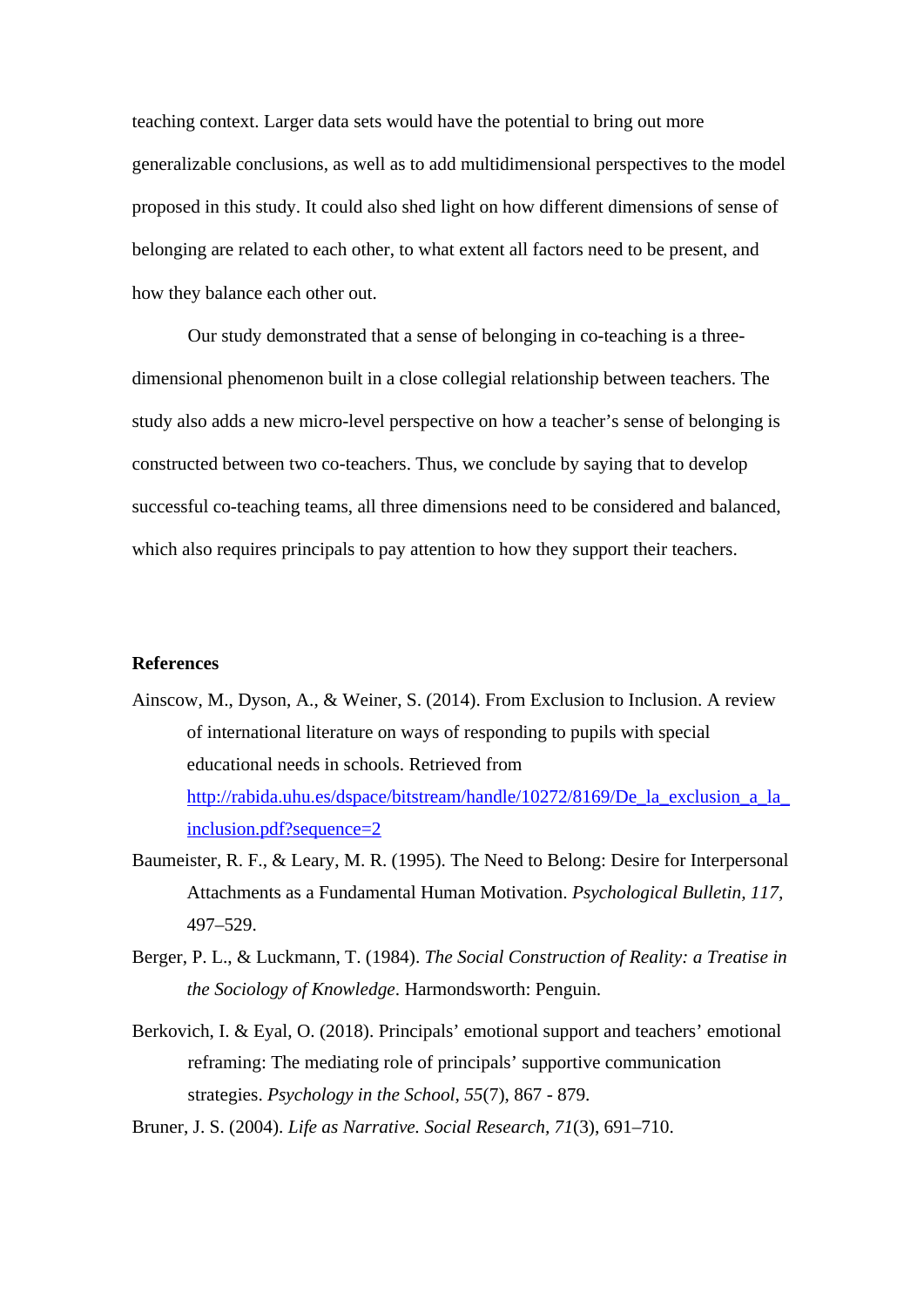teaching context. Larger data sets would have the potential to bring out more generalizable conclusions, as well as to add multidimensional perspectives to the model proposed in this study. It could also shed light on how different dimensions of sense of belonging are related to each other, to what extent all factors need to be present, and how they balance each other out.

Our study demonstrated that a sense of belonging in co-teaching is a three-dimensional phenomenon built in a close collegial relationship between teachers. The study also adds a new micro-level perspective on how a teacher's sense of belonging is constructed between two co-teachers. Thus, we conclude by saying that to develop successful co-teaching teams, all three dimensions need to be considered and balanced, which also requires principals to pay attention to how they support their teachers.

**References**

Ainscow, M., Dyson, A., & Weiner, S. (2014). From Exclusion to Inclusion. A review of international literature on ways of responding to pupils with special educational needs in schools. Retrieved from http://rabida.uhu.es/dspace/bitstream/handle/10272/8169/De_la_exclusion_a_la_inclusion.pdf?sequence=2

Baumeister, R. F., & Leary, M. R. (1995). The Need to Belong: Desire for Interpersonal Attachments as a Fundamental Human Motivation. *Psychological Bulletin, 117,* 497–529.

Berger, P. L., & Luckmann, T. (1984). *The Social Construction of Reality: a Treatise in the Sociology of Knowledge*. Harmondsworth: Penguin.

Berkovich, I. & Eyal, O. (2018). Principals' emotional support and teachers' emotional reframing: The mediating role of principals' supportive communication strategies. *Psychology in the School, 55*(7), 867 - 879.

Bruner, J. S. (2004). *Life as Narrative. Social Research, 71*(3), 691–710.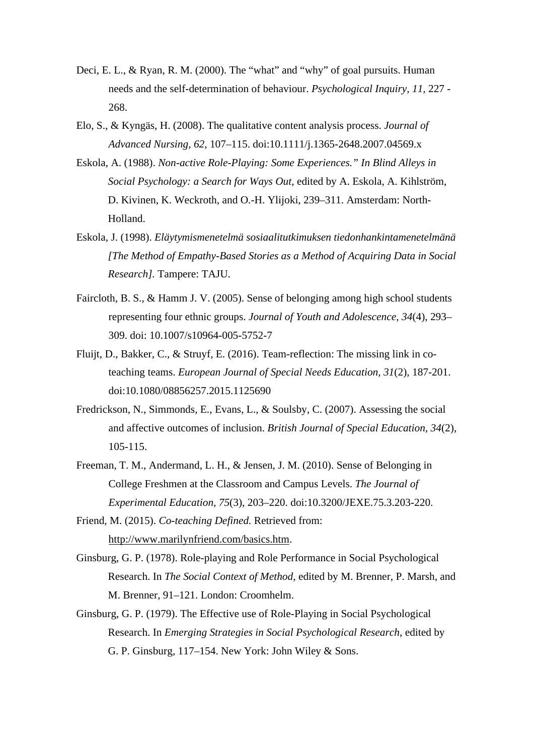Deci, E. L., & Ryan, R. M. (2000). The "what" and "why" of goal pursuits. Human needs and the self-determination of behaviour. *Psychological Inquiry, 11,* 227 - 268.

Elo, S., & Kyngäs, H. (2008). The qualitative content analysis process. *Journal of Advanced Nursing, 62,* 107–115. doi:10.1111/j.1365-2648.2007.04569.x

Eskola, A. (1988). *Non-active Role-Playing: Some Experiences." In Blind Alleys in Social Psychology: a Search for Ways Out*, edited by A. Eskola, A. Kihlström, D. Kivinen, K. Weckroth, and O.-H. Ylijoki, 239–311. Amsterdam: North-Holland.

Eskola, J. (1998). *Eläytymismenetelmä sosiaalitutkimuksen tiedonhankintamenetelmänä [The Method of Empathy-Based Stories as a Method of Acquiring Data in Social Research].* Tampere: TAJU.

Faircloth, B. S., & Hamm J. V. (2005). Sense of belonging among high school students representing four ethnic groups. *Journal of Youth and Adolescence, 34*(4), 293–309. doi: 10.1007/s10964-005-5752-7

Fluijt, D., Bakker, C., & Struyf, E. (2016). Team-reflection: The missing link in co-teaching teams. *European Journal of Special Needs Education, 31*(2), 187-201. doi:10.1080/08856257.2015.1125690

Fredrickson, N., Simmonds, E., Evans, L., & Soulsby, C. (2007). Assessing the social and affective outcomes of inclusion. *British Journal of Special Education, 34*(2), 105-115.

Freeman, T. M., Andermand, L. H., & Jensen, J. M. (2010). Sense of Belonging in College Freshmen at the Classroom and Campus Levels. *The Journal of Experimental Education, 75*(3), 203–220. doi:10.3200/JEXE.75.3.203-220.

Friend, M. (2015). *Co-teaching Defined.* Retrieved from: http://www.marilynfriend.com/basics.htm.

Ginsburg, G. P. (1978). Role-playing and Role Performance in Social Psychological Research. In *The Social Context of Method*, edited by M. Brenner, P. Marsh, and M. Brenner, 91–121. London: Croomhelm.

Ginsburg, G. P. (1979). The Effective use of Role-Playing in Social Psychological Research. In *Emerging Strategies in Social Psychological Research*, edited by G. P. Ginsburg, 117–154. New York: John Wiley & Sons.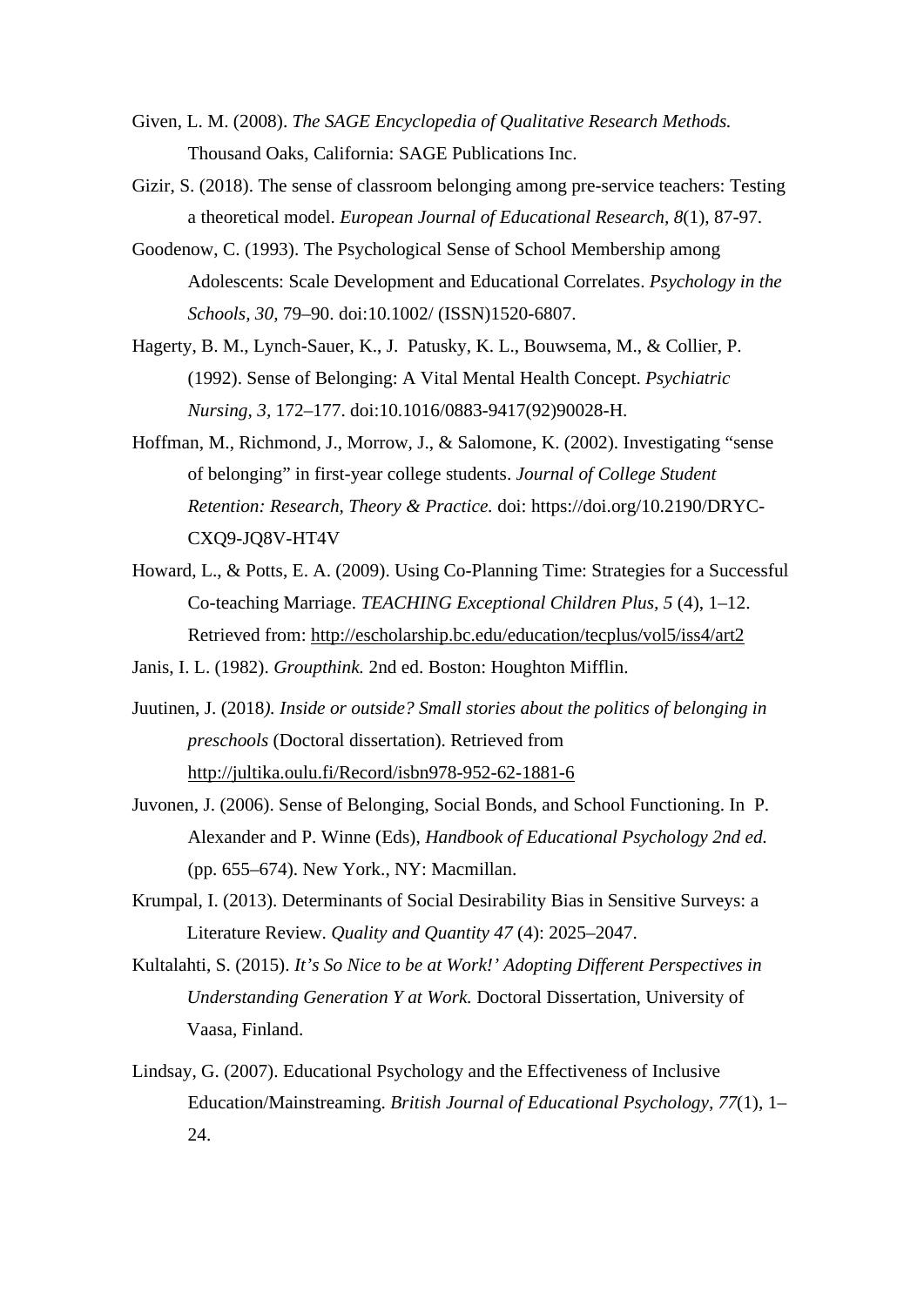Given, L. M. (2008). *The SAGE Encyclopedia of Qualitative Research Methods.* Thousand Oaks, California: SAGE Publications Inc.

Gizir, S. (2018). The sense of classroom belonging among pre-service teachers: Testing a theoretical model. *European Journal of Educational Research, 8*(1), 87-97.

Goodenow, C. (1993). The Psychological Sense of School Membership among Adolescents: Scale Development and Educational Correlates. *Psychology in the Schools, 30*, 79–90. doi:10.1002/ (ISSN)1520-6807.

Hagerty, B. M., Lynch-Sauer, K., J. Patusky, K. L., Bouwsema, M., & Collier, P. (1992). Sense of Belonging: A Vital Mental Health Concept. *Psychiatric Nursing, 3*, 172–177. doi:10.1016/0883-9417(92)90028-H.

Hoffman, M., Richmond, J., Morrow, J., & Salomone, K. (2002). Investigating "sense of belonging" in first-year college students. *Journal of College Student Retention: Research, Theory & Practice.* doi: https://doi.org/10.2190/DRYC-CXQ9-JQ8V-HT4V

Howard, L., & Potts, E. A. (2009). Using Co-Planning Time: Strategies for a Successful Co-teaching Marriage. *TEACHING Exceptional Children Plus, 5* (4), 1–12. Retrieved from: http://escholarship.bc.edu/education/tecplus/vol5/iss4/art2

Janis, I. L. (1982). *Groupthink.* 2nd ed. Boston: Houghton Mifflin.

Juutinen, J. (2018*). Inside or outside? Small stories about the politics of belonging in preschools* (Doctoral dissertation). Retrieved from http://jultika.oulu.fi/Record/isbn978-952-62-1881-6

Juvonen, J. (2006). Sense of Belonging, Social Bonds, and School Functioning. In P. Alexander and P. Winne (Eds), *Handbook of Educational Psychology 2nd ed.* (pp. 655–674). New York., NY: Macmillan.

Krumpal, I. (2013). Determinants of Social Desirability Bias in Sensitive Surveys: a Literature Review. *Quality and Quantity 47* (4): 2025–2047.

Kultalahti, S. (2015). *It's So Nice to be at Work!' Adopting Different Perspectives in Understanding Generation Y at Work.* Doctoral Dissertation, University of Vaasa, Finland.

Lindsay, G. (2007). Educational Psychology and the Effectiveness of Inclusive Education/Mainstreaming. *British Journal of Educational Psychology*, *77*(1), 1–24.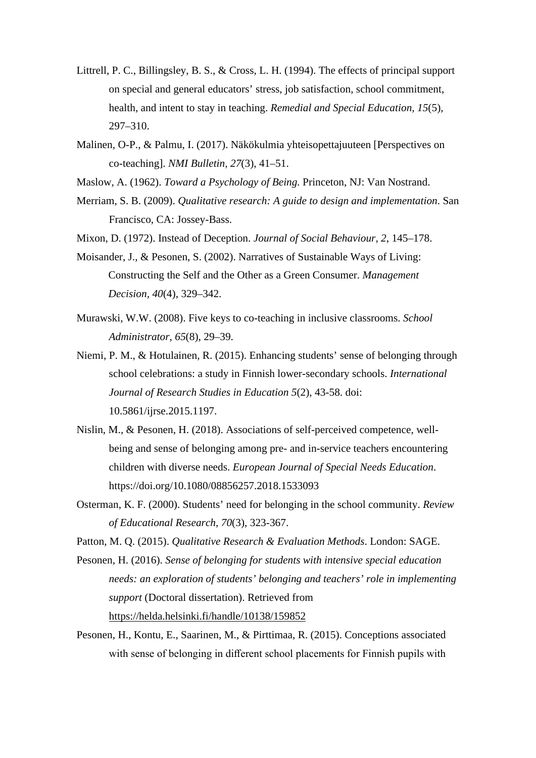Littrell, P. C., Billingsley, B. S., & Cross, L. H. (1994). The effects of principal support on special and general educators' stress, job satisfaction, school commitment, health, and intent to stay in teaching. *Remedial and Special Education, 15*(5), 297–310.

Malinen, O-P., & Palmu, I. (2017). Näkökulmia yhteisopettajuuteen [Perspectives on co-teaching]. *NMI Bulletin, 27*(3), 41–51.

Maslow, A. (1962). *Toward a Psychology of Being.* Princeton, NJ: Van Nostrand.

Merriam, S. B. (2009). *Qualitative research: A guide to design and implementation*. San Francisco, CA: Jossey-Bass.

Mixon, D. (1972). Instead of Deception. *Journal of Social Behaviour, 2*, 145–178.

Moisander, J., & Pesonen, S. (2002). Narratives of Sustainable Ways of Living: Constructing the Self and the Other as a Green Consumer. *Management Decision, 40*(4), 329–342.

Murawski, W.W. (2008). Five keys to co-teaching in inclusive classrooms. *School Administrator, 65*(8), 29–39.

Niemi, P. M., & Hotulainen, R. (2015). Enhancing students' sense of belonging through school celebrations: a study in Finnish lower-secondary schools. *International Journal of Research Studies in Education 5*(2), 43-58. doi: 10.5861/ijrse.2015.1197.

Nislin, M., & Pesonen, H. (2018). Associations of self-perceived competence, well-being and sense of belonging among pre- and in-service teachers encountering children with diverse needs. *European Journal of Special Needs Education*. https://doi.org/10.1080/08856257.2018.1533093

Osterman, K. F. (2000). Students' need for belonging in the school community. *Review of Educational Research, 70*(3), 323-367.

Patton, M. Q. (2015). *Qualitative Research & Evaluation Methods*. London: SAGE.

Pesonen, H. (2016). *Sense of belonging for students with intensive special education needs: an exploration of students' belonging and teachers' role in implementing support* (Doctoral dissertation). Retrieved from https://helda.helsinki.fi/handle/10138/159852

Pesonen, H., Kontu, E., Saarinen, M., & Pirttimaa, R. (2015). Conceptions associated with sense of belonging in different school placements for Finnish pupils with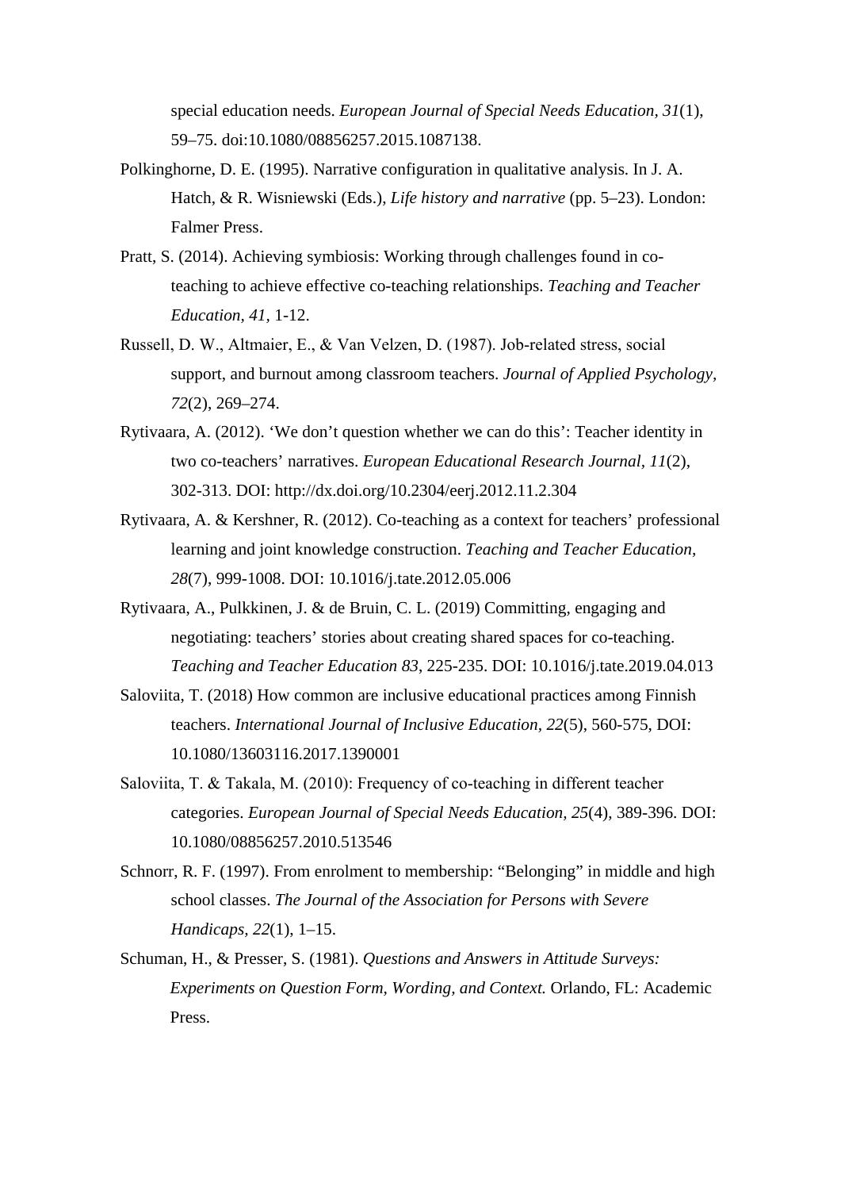special education needs. *European Journal of Special Needs Education, 31*(1), 59–75. doi:10.1080/08856257.2015.1087138.

Polkinghorne, D. E. (1995). Narrative configuration in qualitative analysis. In J. A. Hatch, & R. Wisniewski (Eds.), *Life history and narrative* (pp. 5–23). London: Falmer Press.

Pratt, S. (2014). Achieving symbiosis: Working through challenges found in co-teaching to achieve effective co-teaching relationships. *Teaching and Teacher Education*, *41*, 1-12.

Russell, D. W., Altmaier, E., & Van Velzen, D. (1987). Job-related stress, social support, and burnout among classroom teachers. *Journal of Applied Psychology, 72*(2), 269–274.

Rytivaara, A. (2012). 'We don't question whether we can do this': Teacher identity in two co-teachers' narratives. *European Educational Research Journal, 11*(2), 302-313. DOI: http://dx.doi.org/10.2304/eerj.2012.11.2.304

Rytivaara, A. & Kershner, R. (2012). Co-teaching as a context for teachers' professional learning and joint knowledge construction. *Teaching and Teacher Education, 28*(7), 999-1008. DOI: 10.1016/j.tate.2012.05.006

Rytivaara, A., Pulkkinen, J. & de Bruin, C. L. (2019) Committing, engaging and negotiating: teachers' stories about creating shared spaces for co-teaching. *Teaching and Teacher Education 83*, 225-235. DOI: 10.1016/j.tate.2019.04.013

Saloviita, T. (2018) How common are inclusive educational practices among Finnish teachers. *International Journal of Inclusive Education, 22*(5), 560-575, DOI: 10.1080/13603116.2017.1390001

Saloviita, T. & Takala, M. (2010): Frequency of co-teaching in different teacher categories. *European Journal of Special Needs Education, 25*(4), 389-396. DOI: 10.1080/08856257.2010.513546

Schnorr, R. F. (1997). From enrolment to membership: "Belonging" in middle and high school classes. *The Journal of the Association for Persons with Severe Handicaps*, *22*(1), 1–15.

Schuman, H., & Presser, S. (1981). *Questions and Answers in Attitude Surveys: Experiments on Question Form, Wording, and Context.* Orlando, FL: Academic Press.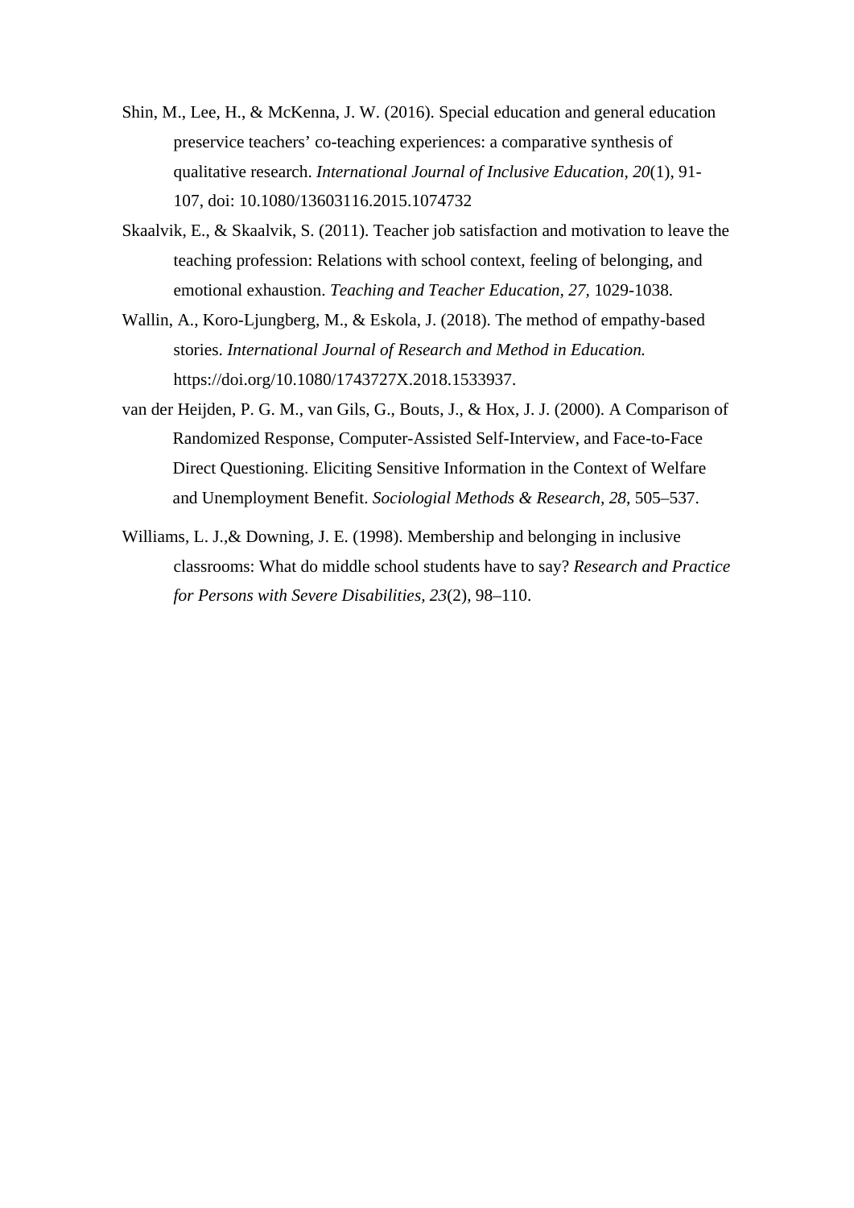Shin, M., Lee, H., & McKenna, J. W. (2016). Special education and general education preservice teachers' co-teaching experiences: a comparative synthesis of qualitative research. *International Journal of Inclusive Education, 20*(1), 91-107, doi: 10.1080/13603116.2015.1074732

Skaalvik, E., & Skaalvik, S. (2011). Teacher job satisfaction and motivation to leave the teaching profession: Relations with school context, feeling of belonging, and emotional exhaustion. *Teaching and Teacher Education, 27*, 1029-1038.

Wallin, A., Koro-Ljungberg, M., & Eskola, J. (2018). The method of empathy-based stories. *International Journal of Research and Method in Education.* https://doi.org/10.1080/1743727X.2018.1533937.

van der Heijden, P. G. M., van Gils, G., Bouts, J., & Hox, J. J. (2000). A Comparison of Randomized Response, Computer-Assisted Self-Interview, and Face-to-Face Direct Questioning. Eliciting Sensitive Information in the Context of Welfare and Unemployment Benefit. *Sociologial Methods & Research, 28*, 505–537.

Williams, L. J.,& Downing, J. E. (1998). Membership and belonging in inclusive classrooms: What do middle school students have to say? *Research and Practice for Persons with Severe Disabilities, 23*(2), 98–110.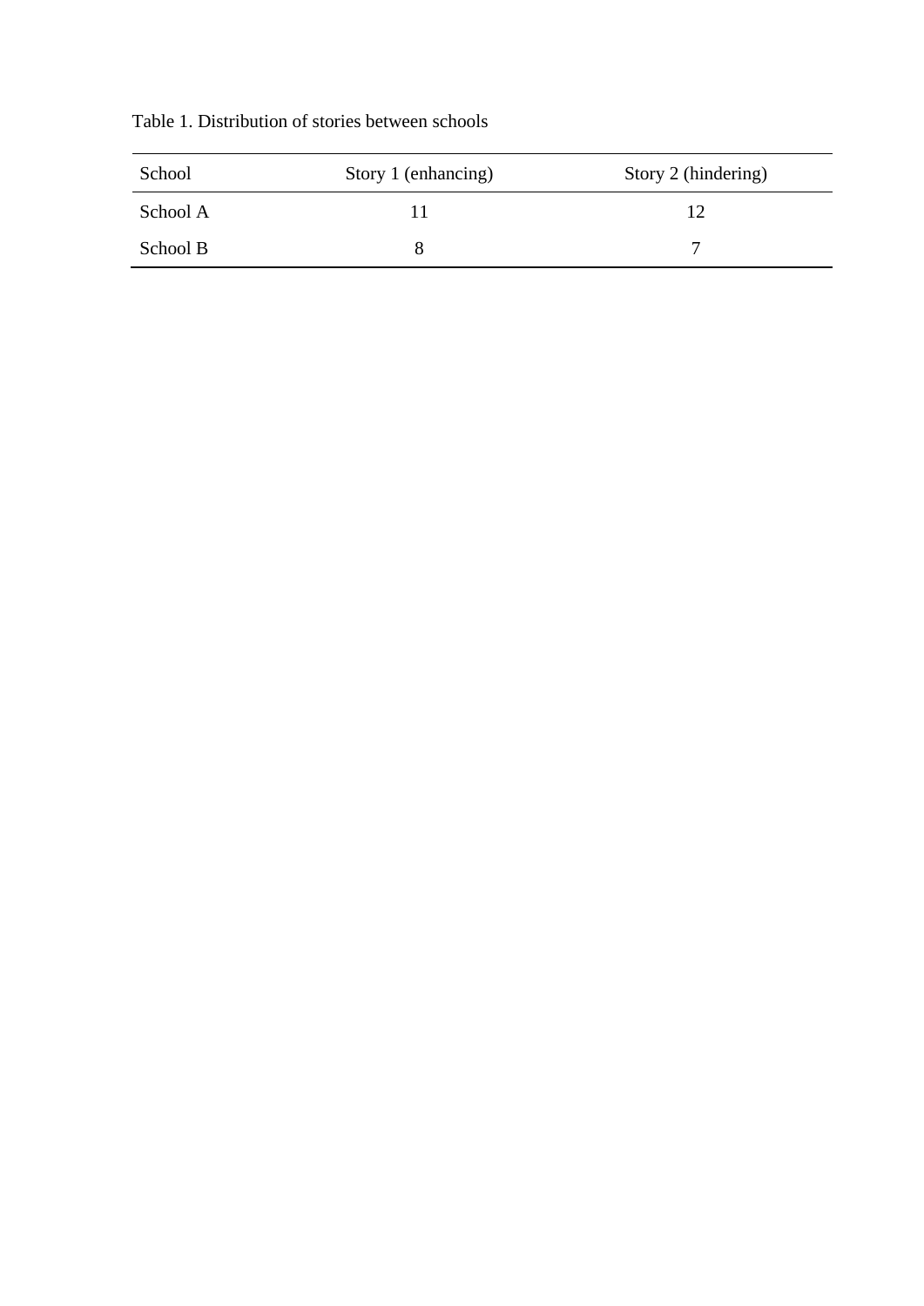Table 1. Distribution of stories between schools

| School | Story 1 (enhancing) | Story 2 (hindering) |
| --- | --- | --- |
| School A | 11 | 12 |
| School B | 8 | 7 |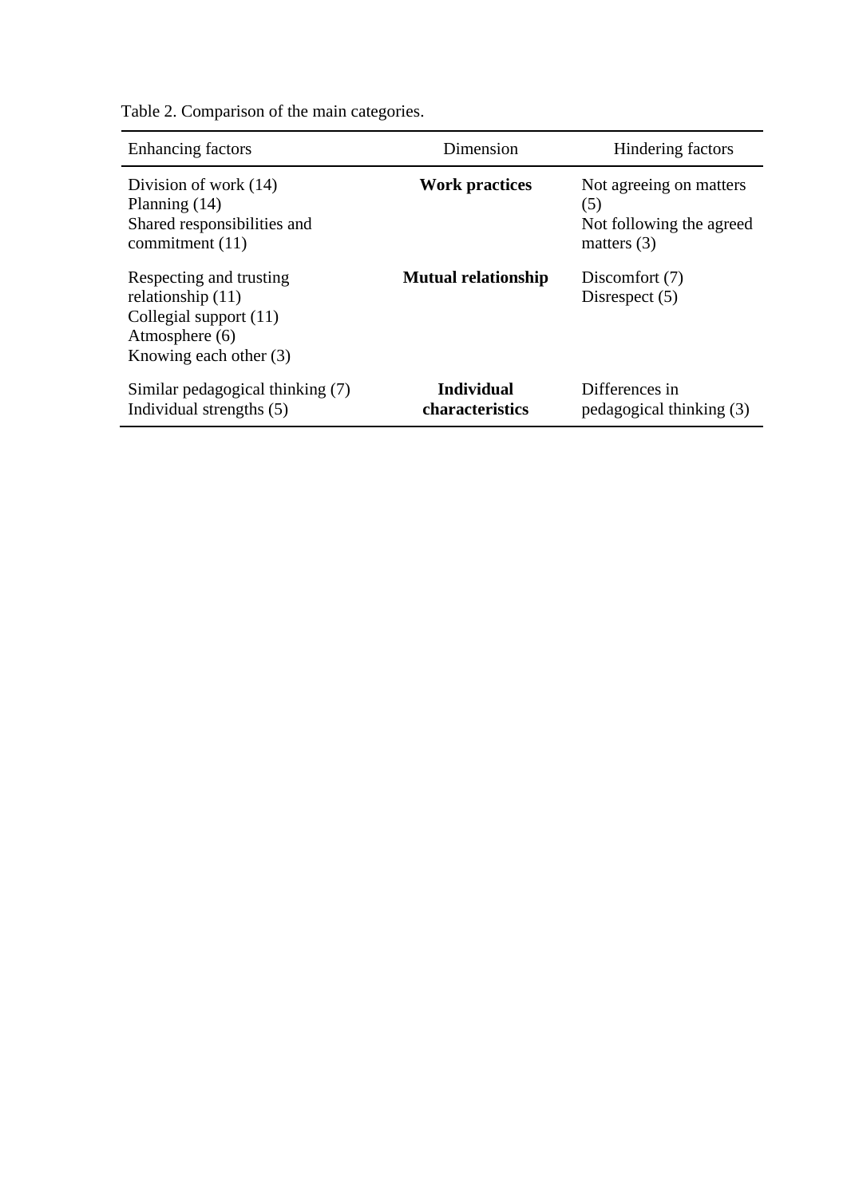Table 2. Comparison of the main categories.

| Enhancing factors | Dimension | Hindering factors |
|---|---|---|
| Division of work (14)<br>Planning (14)<br>Shared responsibilities and commitment (11) | **Work practices** | Not agreeing on matters (5)<br>Not following the agreed matters (3) |
| Respecting and trusting relationship (11)<br>Collegial support (11)<br>Atmosphere (6)<br>Knowing each other (3) | **Mutual relationship** | Discomfort (7)<br>Disrespect (5) |
| Similar pedagogical thinking (7)<br>Individual strengths (5) | **Individual characteristics** | Differences in pedagogical thinking (3) |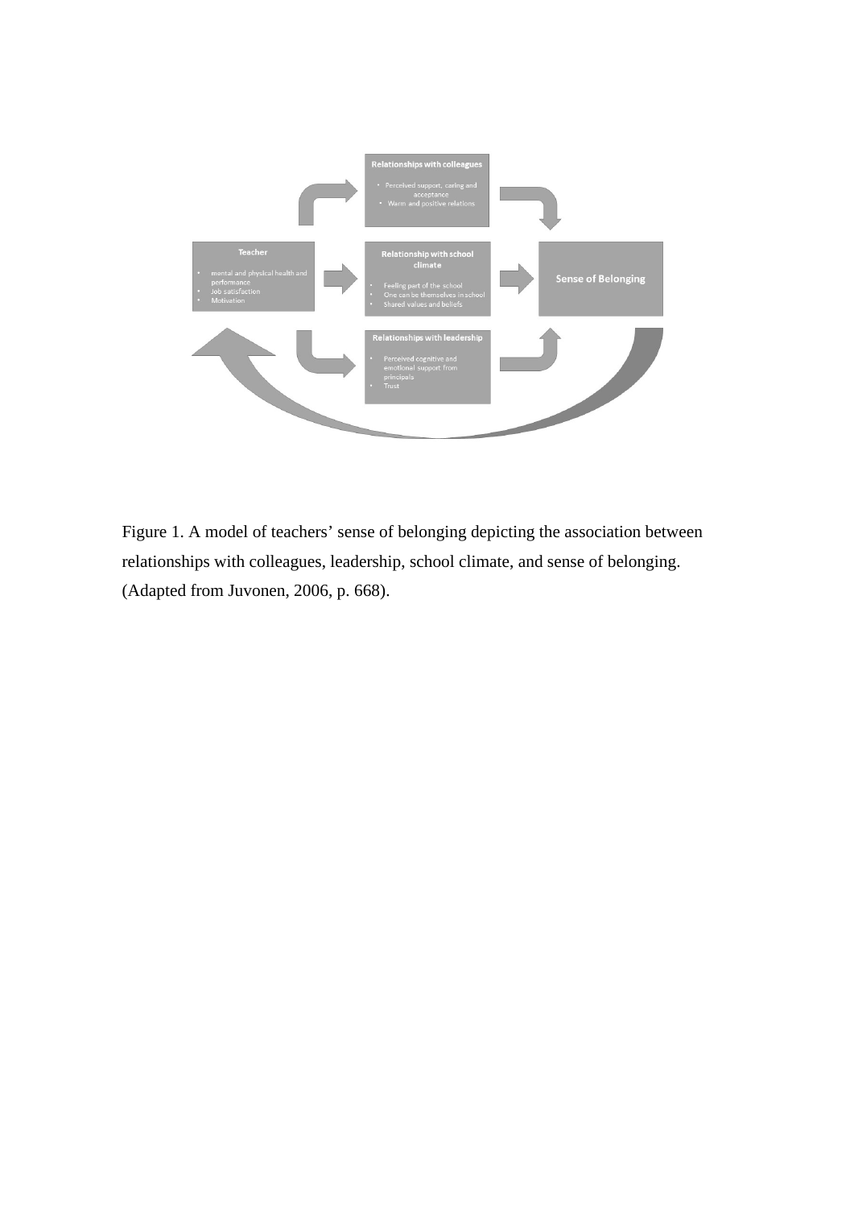Figure 1. A model of teachers' sense of belonging depicting the association between relationships with colleagues, leadership, school climate, and sense of belonging. (Adapted from Juvonen, 2006, p. 668).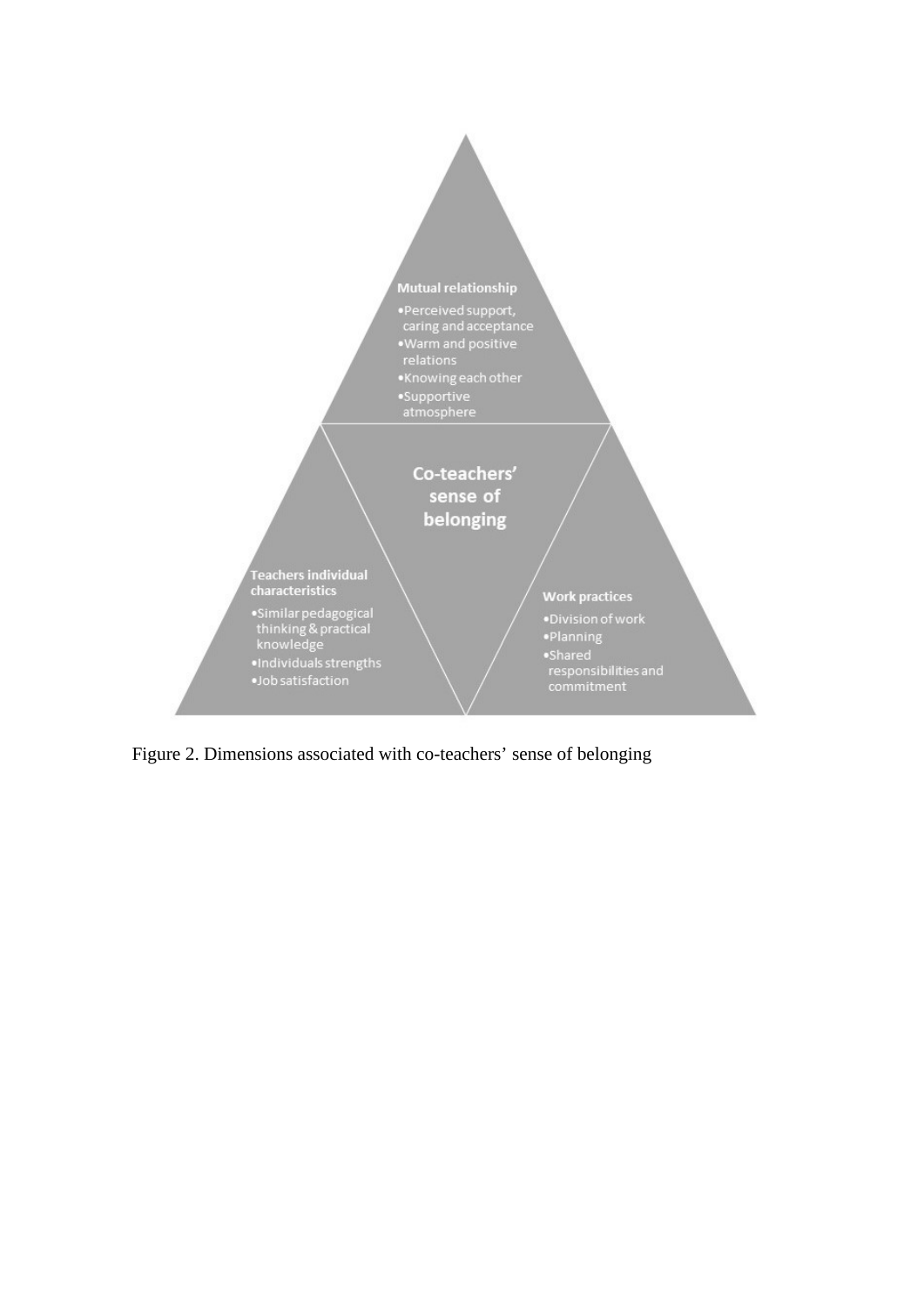Mutual relationship

- Perceived support, caring and acceptance
- Warm and positive relations
- Knowing each other
- Supportive atmosphere

Co-teachers' sense of belonging

Teachers individual characteristics

- Similar pedagogical thinking & practical knowledge
- Individuals strengths
- Job satisfaction

Work practices

- Division of work
- Planning
- Shared responsibilities and commitment

Figure 2. Dimensions associated with co-teachers' sense of belonging